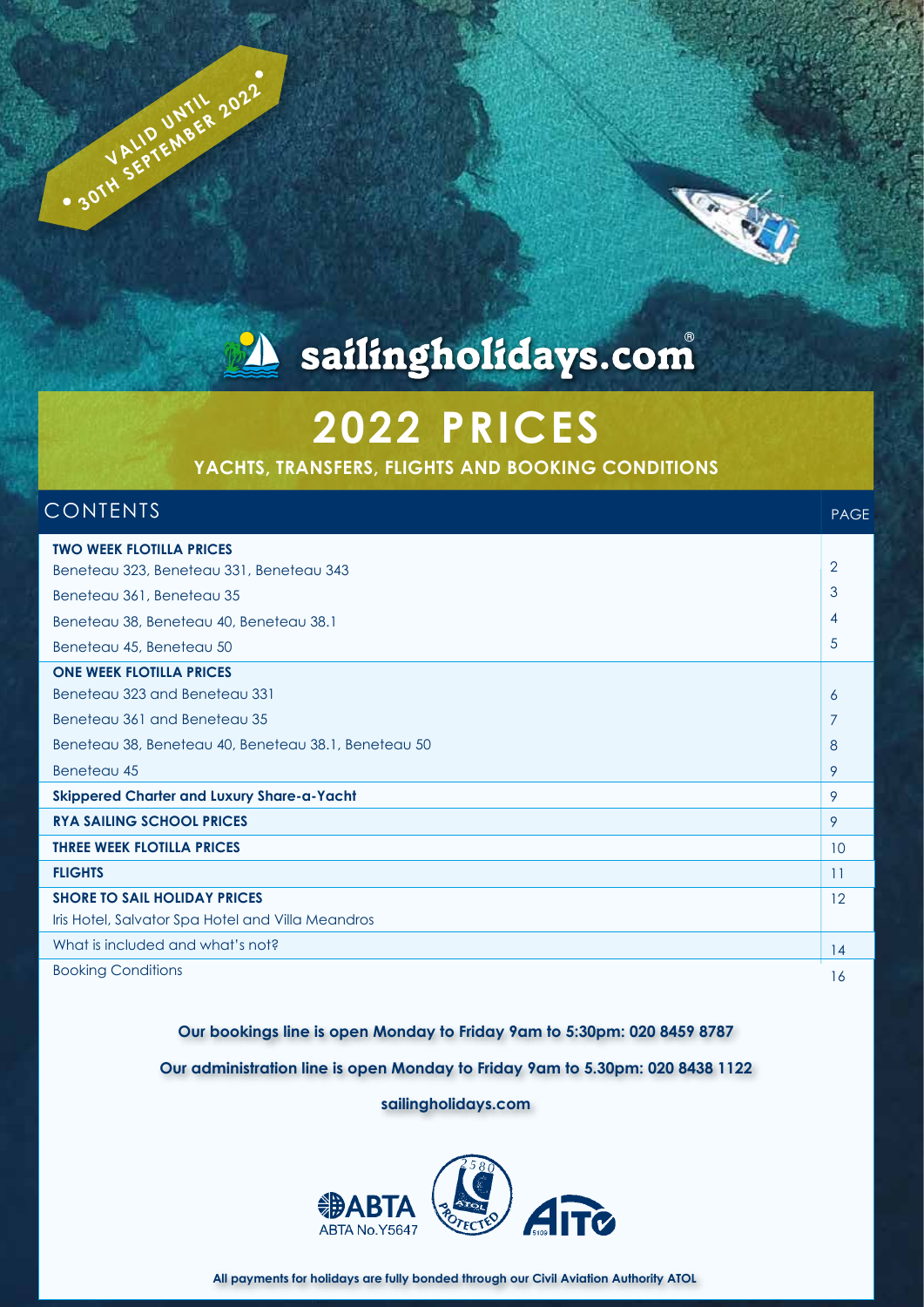VALID UNTIL 30TH SEPTEMBER 2022

# sailingholidays.com®

# 2022 PRICES

## YACHTS, TRANSFERS, FLIGHTS AND BOOKING CONDITIONS

| CONTENTS | PAGE |
|---|---|
| **TWO WEEK FLOTILLA PRICES** | |
| Beneteau 323, Beneteau 331, Beneteau 343 | 2 |
| Beneteau 361, Beneteau 35 | 3 |
| Beneteau 38, Beneteau 40, Beneteau 38.1 | 4 |
| Beneteau 45, Beneteau 50 | 5 |
| **ONE WEEK FLOTILLA PRICES** | |
| Beneteau 323 and Beneteau 331 | 6 |
| Beneteau 361 and Beneteau 35 | 7 |
| Beneteau 38, Beneteau 40, Beneteau 38.1, Beneteau 50 | 8 |
| Beneteau 45 | 9 |
| **Skippered Charter and Luxury Share-a-Yacht** | 9 |
| **RYA SAILING SCHOOL PRICES** | 9 |
| **THREE WEEK FLOTILLA PRICES** | 10 |
| **FLIGHTS** | 11 |
| **SHORE TO SAIL HOLIDAY PRICES** | 12 |
| Iris Hotel, Salvator Spa Hotel and Villa Meandros | |
| What is included and what's not? | 14 |
| Booking Conditions | 16 |

**Our bookings line is open Monday to Friday 9am to 5:30pm: 020 8459 8787**

**Our administration line is open Monday to Friday 9am to 5.30pm: 020 8438 1122**

**sailingholidays.com**

ABTA No.Y5647

**All payments for holidays are fully bonded through our Civil Aviation Authority ATOL**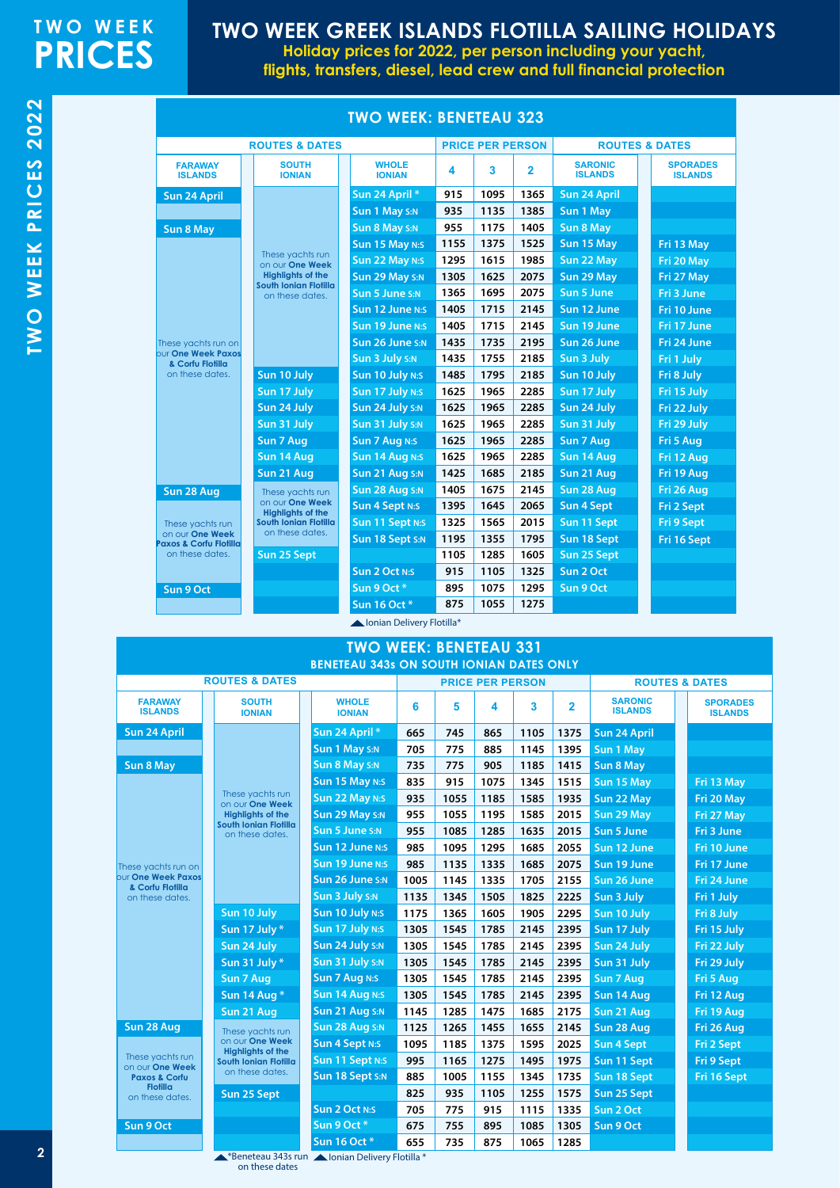# TWO WEEK PRICES

# TWO WEEK GREEK ISLANDS FLOTILLA SAILING HOLIDAYS

**Holiday prices for 2022, per person including your yacht, flights, transfers, diesel, lead crew and full financial protection**

## TWO WEEK: BENETEAU 323

| FARAWAY ISLANDS | SOUTH IONIAN | WHOLE IONIAN | 4 | 3 | 2 | SARONIC ISLANDS | SPORADES ISLANDS |
|---|---|---|---|---|---|---|---|
| Sun 24 April | | Sun 24 April * | 915 | 1095 | 1365 | Sun 24 April | |
| | | Sun 1 May S:N | 935 | 1135 | 1385 | Sun 1 May | |
| Sun 8 May | | Sun 8 May S:N | 955 | 1175 | 1405 | Sun 8 May | |
| | These yachts run on our **One Week Highlights of the South Ionian Flotilla** on these dates. | Sun 15 May N:S | 1155 | 1375 | 1525 | Sun 15 May | Fri 13 May |
| | | Sun 22 May N:S | 1295 | 1615 | 1985 | Sun 22 May | Fri 20 May |
| | | Sun 29 May S:N | 1305 | 1625 | 2075 | Sun 29 May | Fri 27 May |
| | | Sun 5 June S:N | 1365 | 1695 | 2075 | Sun 5 June | Fri 3 June |
| | | Sun 12 June N:S | 1405 | 1715 | 2145 | Sun 12 June | Fri 10 June |
| These yachts run on our **One Week Paxos & Corfu Flotilla** on these dates. | | Sun 19 June N:S | 1405 | 1715 | 2145 | Sun 19 June | Fri 17 June |
| | | Sun 26 June S:N | 1435 | 1735 | 2195 | Sun 26 June | Fri 24 June |
| | | Sun 3 July S:N | 1435 | 1755 | 2185 | Sun 3 July | Fri 1 July |
| | Sun 10 July | Sun 10 July N:S | 1485 | 1795 | 2185 | Sun 10 July | Fri 8 July |
| | Sun 17 July | Sun 17 July N:S | 1625 | 1965 | 2285 | Sun 17 July | Fri 15 July |
| | Sun 24 July | Sun 24 July S:N | 1625 | 1965 | 2285 | Sun 24 July | Fri 22 July |
| | Sun 31 July | Sun 31 July S:N | 1625 | 1965 | 2285 | Sun 31 July | Fri 29 July |
| | Sun 7 Aug | Sun 7 Aug N:S | 1625 | 1965 | 2285 | Sun 7 Aug | Fri 5 Aug |
| | Sun 14 Aug | Sun 14 Aug N:S | 1625 | 1965 | 2285 | Sun 14 Aug | Fri 12 Aug |
| | Sun 21 Aug | Sun 21 Aug S:N | 1425 | 1685 | 2185 | Sun 21 Aug | Fri 19 Aug |
| Sun 28 Aug | These yachts run on our **One Week Highlights of the South Ionian Flotilla** on these dates. | Sun 28 Aug S:N | 1405 | 1675 | 2145 | Sun 28 Aug | Fri 26 Aug |
| These yachts run on our **One Week Paxos & Corfu Flotilla** on these dates. | | Sun 4 Sept N:S | 1395 | 1645 | 2065 | Sun 4 Sept | Fri 2 Sept |
| | | Sun 11 Sept N:S | 1325 | 1565 | 2015 | Sun 11 Sept | Fri 9 Sept |
| | | Sun 18 Sept S:N | 1195 | 1355 | 1795 | Sun 18 Sept | Fri 16 Sept |
| | Sun 25 Sept | | 1105 | 1285 | 1605 | Sun 25 Sept | |
| | | Sun 2 Oct N:S | 915 | 1105 | 1325 | Sun 2 Oct | |
| Sun 9 Oct | | Sun 9 Oct * | 895 | 1075 | 1295 | Sun 9 Oct | |
| | | Sun 16 Oct * | 875 | 1055 | 1275 | | |

Ionian Delivery Flotilla*

## TWO WEEK: BENETEAU 331

**BENETEAU 343s ON SOUTH IONIAN DATES ONLY**

| FARAWAY ISLANDS | SOUTH IONIAN | WHOLE IONIAN | 6 | 5 | 4 | 3 | 2 | SARONIC ISLANDS | SPORADES ISLANDS |
|---|---|---|---|---|---|---|---|---|---|
| Sun 24 April | | Sun 24 April * | 665 | 745 | 865 | 1105 | 1375 | Sun 24 April | |
| | | Sun 1 May S:N | 705 | 775 | 885 | 1145 | 1395 | Sun 1 May | |
| Sun 8 May | | Sun 8 May S:N | 735 | 775 | 905 | 1185 | 1415 | Sun 8 May | |
| | These yachts run on our **One Week Highlights of the South Ionian Flotilla** on these dates. | Sun 15 May N:S | 835 | 915 | 1075 | 1345 | 1515 | Sun 15 May | Fri 13 May |
| | | Sun 22 May N:S | 935 | 1055 | 1185 | 1585 | 1935 | Sun 22 May | Fri 20 May |
| | | Sun 29 May S:N | 955 | 1055 | 1195 | 1585 | 2015 | Sun 29 May | Fri 27 May |
| | | Sun 5 June S:N | 955 | 1085 | 1285 | 1635 | 2015 | Sun 5 June | Fri 3 June |
| | | Sun 12 June N:S | 985 | 1095 | 1295 | 1685 | 2055 | Sun 12 June | Fri 10 June |
| These yachts run on our **One Week Paxos & Corfu Flotilla** on these dates. | | Sun 19 June N:S | 985 | 1135 | 1335 | 1685 | 2075 | Sun 19 June | Fri 17 June |
| | | Sun 26 June S:N | 1005 | 1145 | 1335 | 1705 | 2155 | Sun 26 June | Fri 24 June |
| | | Sun 3 July S:N | 1135 | 1345 | 1505 | 1825 | 2225 | Sun 3 July | Fri 1 July |
| | Sun 10 July | Sun 10 July N:S | 1175 | 1365 | 1605 | 1905 | 2295 | Sun 10 July | Fri 8 July |
| | Sun 17 July * | Sun 17 July N:S | 1305 | 1545 | 1785 | 2145 | 2395 | Sun 17 July | Fri 15 July |
| | Sun 24 July | Sun 24 July S:N | 1305 | 1545 | 1785 | 2145 | 2395 | Sun 24 July | Fri 22 July |
| | Sun 31 July * | Sun 31 July S:N | 1305 | 1545 | 1785 | 2145 | 2395 | Sun 31 July | Fri 29 July |
| | Sun 7 Aug | Sun 7 Aug N:S | 1305 | 1545 | 1785 | 2145 | 2395 | Sun 7 Aug | Fri 5 Aug |
| | Sun 14 Aug * | Sun 14 Aug N:S | 1305 | 1545 | 1785 | 2145 | 2395 | Sun 14 Aug | Fri 12 Aug |
| | Sun 21 Aug | Sun 21 Aug S:N | 1145 | 1285 | 1475 | 1685 | 2175 | Sun 21 Aug | Fri 19 Aug |
| Sun 28 Aug | These yachts run on our **One Week Highlights of the South Ionian Flotilla** on these dates. | Sun 28 Aug S:N | 1125 | 1265 | 1455 | 1655 | 2145 | Sun 28 Aug | Fri 26 Aug |
| These yachts run on our **One Week Paxos & Corfu Flotilla** on these dates. | | Sun 4 Sept N:S | 1095 | 1185 | 1375 | 1595 | 2025 | Sun 4 Sept | Fri 2 Sept |
| | | Sun 11 Sept N:S | 995 | 1165 | 1275 | 1495 | 1975 | Sun 11 Sept | Fri 9 Sept |
| | | Sun 18 Sept S:N | 885 | 1005 | 1155 | 1345 | 1735 | Sun 18 Sept | Fri 16 Sept |
| | Sun 25 Sept | | 825 | 935 | 1105 | 1255 | 1575 | Sun 25 Sept | |
| | | Sun 2 Oct N:S | 705 | 775 | 915 | 1115 | 1335 | Sun 2 Oct | |
| Sun 9 Oct | | Sun 9 Oct * | 675 | 755 | 895 | 1085 | 1305 | Sun 9 Oct | |
| | | Sun 16 Oct * | 655 | 735 | 875 | 1065 | 1285 | | |

*Beneteau 343s run on these dates    Ionian Delivery Flotilla *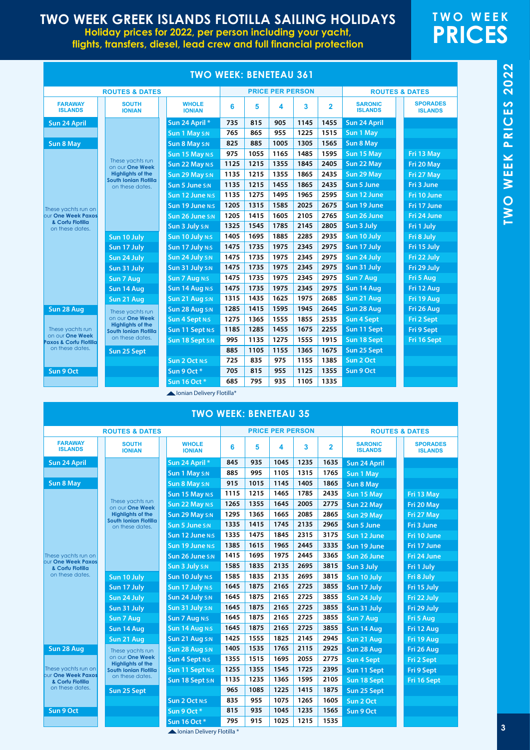# TWO WEEK GREEK ISLANDS FLOTILLA SAILING HOLIDAYS

**Holiday prices for 2022, per person including your yacht, flights, transfers, diesel, lead crew and full financial protection**

## TWO WEEK PRICES

### TWO WEEK: BENETEAU 361

| ROUTES & DATES | | | PRICE PER PERSON | | | | | ROUTES & DATES | |
|---|---|---|---|---|---|---|---|---|---|
| FARAWAY ISLANDS | SOUTH IONIAN | WHOLE IONIAN | 6 | 5 | 4 | 3 | 2 | SARONIC ISLANDS | SPORADES ISLANDS |
| Sun 24 April | These yachts run on our **One Week Highlights of the South Ionian Flotilla** on these dates. | Sun 24 April * | 735 | 815 | 905 | 1145 | 1455 | Sun 24 April | |
| | | Sun 1 May S:N | 765 | 865 | 955 | 1225 | 1515 | Sun 1 May | |
| Sun 8 May | | Sun 8 May S:N | 825 | 885 | 1005 | 1305 | 1565 | Sun 8 May | |
| These yachts run on our **One Week Paxos & Corfu Flotilla** on these dates. | | Sun 15 May N:S | 975 | 1055 | 1165 | 1485 | 1595 | Sun 15 May | Fri 13 May |
| | | Sun 22 May N:S | 1125 | 1215 | 1355 | 1845 | 2405 | Sun 22 May | Fri 20 May |
| | | Sun 29 May S:N | 1135 | 1215 | 1355 | 1865 | 2435 | Sun 29 May | Fri 27 May |
| | | Sun 5 June S:N | 1135 | 1215 | 1455 | 1865 | 2435 | Sun 5 June | Fri 3 June |
| | | Sun 12 June N:S | 1135 | 1275 | 1495 | 1965 | 2595 | Sun 12 June | Fri 10 June |
| | | Sun 19 June N:S | 1205 | 1315 | 1585 | 2025 | 2675 | Sun 19 June | Fri 17 June |
| | | Sun 26 June S:N | 1205 | 1415 | 1605 | 2105 | 2765 | Sun 26 June | Fri 24 June |
| | | Sun 3 July S:N | 1325 | 1545 | 1785 | 2145 | 2805 | Sun 3 July | Fri 1 July |
| | Sun 10 July | Sun 10 July N:S | 1405 | 1695 | 1885 | 2285 | 2935 | Sun 10 July | Fri 8 July |
| | Sun 17 July | Sun 17 July N:S | 1475 | 1735 | 1975 | 2345 | 2975 | Sun 17 July | Fri 15 July |
| | Sun 24 July | Sun 24 July S:N | 1475 | 1735 | 1975 | 2345 | 2975 | Sun 24 July | Fri 22 July |
| | Sun 31 July | Sun 31 July S:N | 1475 | 1735 | 1975 | 2345 | 2975 | Sun 31 July | Fri 29 July |
| | Sun 7 Aug | Sun 7 Aug N:S | 1475 | 1735 | 1975 | 2345 | 2975 | Sun 7 Aug | Fri 5 Aug |
| | Sun 14 Aug | Sun 14 Aug N:S | 1475 | 1735 | 1975 | 2345 | 2975 | Sun 14 Aug | Fri 12 Aug |
| | Sun 21 Aug | Sun 21 Aug S:N | 1315 | 1435 | 1625 | 1975 | 2685 | Sun 21 Aug | Fri 19 Aug |
| Sun 28 Aug | These yachts run on our **One Week Highlights of the South Ionian Flotilla** on these dates. | Sun 28 Aug S:N | 1285 | 1415 | 1595 | 1945 | 2645 | Sun 28 Aug | Fri 26 Aug |
| These yachts run on our **One Week Paxos & Corfu Flotilla** on these dates. | | Sun 4 Sept N:S | 1275 | 1365 | 1555 | 1855 | 2535 | Sun 4 Sept | Fri 2 Sept |
| | | Sun 11 Sept N:S | 1185 | 1285 | 1455 | 1675 | 2255 | Sun 11 Sept | Fri 9 Sept |
| | | Sun 18 Sept S:N | 995 | 1135 | 1275 | 1555 | 1915 | Sun 18 Sept | Fri 16 Sept |
| | Sun 25 Sept | | 885 | 1105 | 1155 | 1365 | 1675 | Sun 25 Sept | |
| | | Sun 2 Oct N:S | 725 | 835 | 975 | 1155 | 1385 | Sun 2 Oct | |
| Sun 9 Oct | | Sun 9 Oct * | 705 | 815 | 955 | 1125 | 1355 | Sun 9 Oct | |
| | | Sun 16 Oct * | 685 | 795 | 935 | 1105 | 1335 | | |

▲ Ionian Delivery Flotilla*

### TWO WEEK: BENETEAU 35

| ROUTES & DATES | | | PRICE PER PERSON | | | | | ROUTES & DATES | |
|---|---|---|---|---|---|---|---|---|---|
| FARAWAY ISLANDS | SOUTH IONIAN | WHOLE IONIAN | 6 | 5 | 4 | 3 | 2 | SARONIC ISLANDS | SPORADES ISLANDS |
| Sun 24 April | These yachts run on our **One Week Highlights of the South Ionian Flotilla** on these dates. | Sun 24 April * | 845 | 935 | 1045 | 1235 | 1635 | Sun 24 April | |
| | | Sun 1 May S:N | 885 | 995 | 1105 | 1315 | 1765 | Sun 1 May | |
| Sun 8 May | | Sun 8 May S:N | 915 | 1015 | 1145 | 1405 | 1865 | Sun 8 May | |
| These yachts run on our **One Week Paxos & Corfu Flotilla** on these dates. | | Sun 15 May N:S | 1115 | 1215 | 1465 | 1785 | 2435 | Sun 15 May | Fri 13 May |
| | | Sun 22 May N:S | 1265 | 1355 | 1645 | 2005 | 2775 | Sun 22 May | Fri 20 May |
| | | Sun 29 May S:N | 1295 | 1365 | 1665 | 2085 | 2865 | Sun 29 May | Fri 27 May |
| | | Sun 5 June S:N | 1335 | 1415 | 1745 | 2135 | 2965 | Sun 5 June | Fri 3 June |
| | | Sun 12 June N:S | 1335 | 1475 | 1845 | 2315 | 3175 | Sun 12 June | Fri 10 June |
| | | Sun 19 June N:S | 1385 | 1615 | 1965 | 2445 | 3335 | Sun 19 June | Fri 17 June |
| | | Sun 26 June S:N | 1415 | 1695 | 1975 | 2445 | 3365 | Sun 26 June | Fri 24 June |
| | | Sun 3 July S:N | 1585 | 1835 | 2135 | 2695 | 3815 | Sun 3 July | Fri 1 July |
| | Sun 10 July | Sun 10 July N:S | 1585 | 1835 | 2135 | 2695 | 3815 | Sun 10 July | Fri 8 July |
| | Sun 17 July | Sun 17 July N:S | 1645 | 1875 | 2165 | 2725 | 3855 | Sun 17 July | Fri 15 July |
| | Sun 24 July | Sun 24 July S:N | 1645 | 1875 | 2165 | 2725 | 3855 | Sun 24 July | Fri 22 July |
| | Sun 31 July | Sun 31 July S:N | 1645 | 1875 | 2165 | 2725 | 3855 | Sun 31 July | Fri 29 July |
| | Sun 7 Aug | Sun 7 Aug N:S | 1645 | 1875 | 2165 | 2725 | 3855 | Sun 7 Aug | Fri 5 Aug |
| | Sun 14 Aug | Sun 14 Aug N:S | 1645 | 1875 | 2165 | 2725 | 3855 | Sun 14 Aug | Fri 12 Aug |
| | Sun 21 Aug | Sun 21 Aug S:N | 1425 | 1555 | 1825 | 2145 | 2945 | Sun 21 Aug | Fri 19 Aug |
| Sun 28 Aug | These yachts run on our **One Week Highlights of the South Ionian Flotilla** on these dates. | Sun 28 Aug S:N | 1405 | 1535 | 1765 | 2115 | 2925 | Sun 28 Aug | Fri 26 Aug |
| These yachts run on our **One Week Paxos & Corfu Flotilla** on these dates. | | Sun 4 Sept N:S | 1355 | 1515 | 1695 | 2055 | 2775 | Sun 4 Sept | Fri 2 Sept |
| | | Sun 11 Sept N:S | 1255 | 1355 | 1545 | 1725 | 2395 | Sun 11 Sept | Fri 9 Sept |
| | | Sun 18 Sept S:N | 1135 | 1235 | 1365 | 1595 | 2105 | Sun 18 Sept | Fri 16 Sept |
| | Sun 25 Sept | | 965 | 1085 | 1225 | 1415 | 1875 | Sun 25 Sept | |
| | | Sun 2 Oct N:S | 835 | 955 | 1075 | 1265 | 1605 | Sun 2 Oct | |
| Sun 9 Oct | | Sun 9 Oct * | 815 | 935 | 1045 | 1235 | 1565 | Sun 9 Oct | |
| | | Sun 16 Oct * | 795 | 915 | 1025 | 1215 | 1535 | | |

▲ Ionian Delivery Flotilla *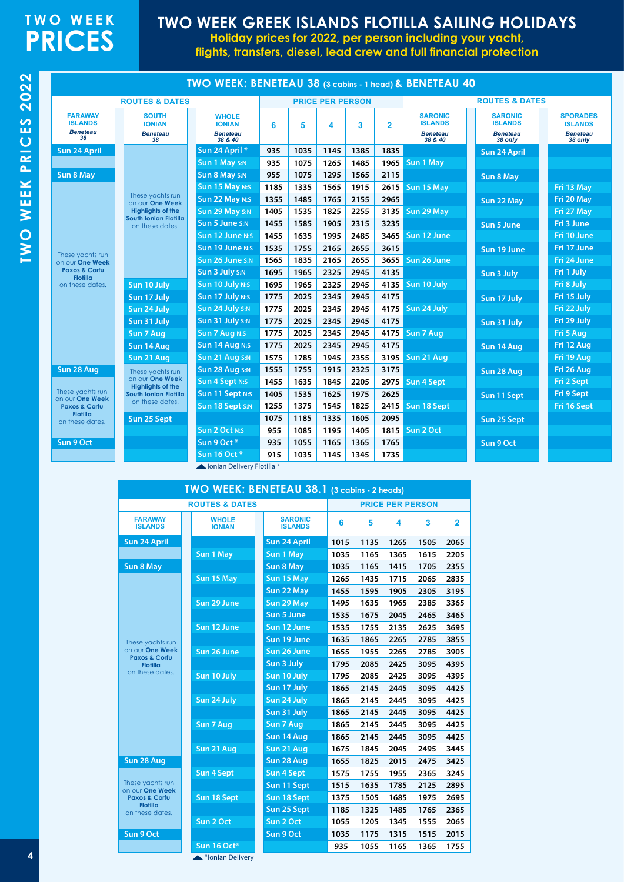# TWO WEEK PRICES

## TWO WEEK GREEK ISLANDS FLOTILLA SAILING HOLIDAYS

**Holiday prices for 2022, per person including your yacht, flights, transfers, diesel, lead crew and full financial protection**

### TWO WEEK: BENETEAU 38 (3 cabins - 1 head) & BENETEAU 40

| ROUTES & DATES | | | PRICE PER PERSON | | | | | ROUTES & DATES | | |
|---|---|---|---|---|---|---|---|---|---|---|
| FARAWAY ISLANDS *Beneteau 38* | SOUTH IONIAN *Beneteau 38* | WHOLE IONIAN *Beneteau 38 & 40* | 6 | 5 | 4 | 3 | 2 | SARONIC ISLANDS *Beneteau 38 & 40* | SARONIC ISLANDS *Beneteau 38 only* | SPORADES ISLANDS *Beneteau 38 only* |
| Sun 24 April | | Sun 24 April * | 935 | 1035 | 1145 | 1385 | 1835 | | Sun 24 April | |
| | | Sun 1 May S:N | 935 | 1075 | 1265 | 1485 | 1965 | Sun 1 May | | |
| Sun 8 May | | Sun 8 May S:N | 955 | 1075 | 1295 | 1565 | 2115 | | Sun 8 May | |
| | | Sun 15 May N:S | 1185 | 1335 | 1565 | 1915 | 2615 | Sun 15 May | | Fri 13 May |
| | | Sun 22 May N:S | 1355 | 1485 | 1765 | 2155 | 2965 | | Sun 22 May | Fri 20 May |
| | These yachts run on our One Week Highlights of the South Ionian Flotilla on these dates. | Sun 29 May S:N | 1405 | 1535 | 1825 | 2255 | 3135 | Sun 29 May | | Fri 27 May |
| | | Sun 5 June S:N | 1455 | 1585 | 1905 | 2315 | 3235 | | Sun 5 June | Fri 3 June |
| | | Sun 12 June N:S | 1455 | 1635 | 1995 | 2485 | 3465 | Sun 12 June | | Fri 10 June |
| These yachts run on our One Week Paxos & Corfu Flotilla on these dates. | | Sun 19 June N:S | 1535 | 1755 | 2165 | 2655 | 3615 | | Sun 19 June | Fri 17 June |
| | | Sun 26 June S:N | 1565 | 1835 | 2165 | 2655 | 3655 | Sun 26 June | | Fri 24 June |
| | | Sun 3 July S:N | 1695 | 1965 | 2325 | 2945 | 4135 | | Sun 3 July | Fri 1 July |
| | Sun 10 July | Sun 10 July N:S | 1695 | 1965 | 2325 | 2945 | 4135 | Sun 10 July | | Fri 8 July |
| | Sun 17 July | Sun 17 July N:S | 1775 | 2025 | 2345 | 2945 | 4175 | | Sun 17 July | Fri 15 July |
| | Sun 24 July | Sun 24 July S:N | 1775 | 2025 | 2345 | 2945 | 4175 | Sun 24 July | | Fri 22 July |
| | Sun 31 July | Sun 31 July S:N | 1775 | 2025 | 2345 | 2945 | 4175 | | Sun 31 July | Fri 29 July |
| | Sun 7 Aug | Sun 7 Aug N:S | 1775 | 2025 | 2345 | 2945 | 4175 | Sun 7 Aug | | Fri 5 Aug |
| | Sun 14 Aug | Sun 14 Aug N:S | 1775 | 2025 | 2345 | 2945 | 4175 | | Sun 14 Aug | Fri 12 Aug |
| | Sun 21 Aug | Sun 21 Aug S:N | 1575 | 1785 | 1945 | 2355 | 3195 | Sun 21 Aug | | Fri 19 Aug |
| Sun 28 Aug | These yachts run on our One Week Highlights of the South Ionian Flotilla on these dates. | Sun 28 Aug S:N | 1555 | 1755 | 1915 | 2325 | 3175 | | Sun 28 Aug | Fri 26 Aug |
| | | Sun 4 Sept N:S | 1455 | 1635 | 1845 | 2205 | 2975 | Sun 4 Sept | | Fri 2 Sept |
| These yachts run on our One Week Paxos & Corfu Flotilla on these dates. | | Sun 11 Sept N:S | 1405 | 1535 | 1625 | 1975 | 2625 | | Sun 11 Sept | Fri 9 Sept |
| | | Sun 18 Sept S:N | 1255 | 1375 | 1545 | 1825 | 2415 | Sun 18 Sept | | Fri 16 Sept |
| | Sun 25 Sept | | 1075 | 1185 | 1335 | 1605 | 2095 | | Sun 25 Sept | |
| | | Sun 2 Oct N:S | 955 | 1085 | 1195 | 1405 | 1815 | Sun 2 Oct | | |
| Sun 9 Oct | | Sun 9 Oct * | 935 | 1055 | 1165 | 1365 | 1765 | | Sun 9 Oct | |
| | | Sun 16 Oct * | 915 | 1035 | 1145 | 1345 | 1735 | | | |

Ionian Delivery Flotilla *

### TWO WEEK: BENETEAU 38.1 (3 cabins - 2 heads)

| ROUTES & DATES | | | PRICE PER PERSON | | | | |
|---|---|---|---|---|---|---|---|
| FARAWAY ISLANDS | WHOLE IONIAN | SARONIC ISLANDS | 6 | 5 | 4 | 3 | 2 |
| Sun 24 April | | Sun 24 April | 1015 | 1135 | 1265 | 1505 | 2065 |
| | Sun 1 May | Sun 1 May | 1035 | 1165 | 1365 | 1615 | 2205 |
| Sun 8 May | | Sun 8 May | 1035 | 1165 | 1415 | 1705 | 2355 |
| | Sun 15 May | Sun 15 May | 1265 | 1435 | 1715 | 2065 | 2835 |
| | | Sun 22 May | 1455 | 1595 | 1905 | 2305 | 3195 |
| | Sun 29 June | Sun 29 May | 1495 | 1635 | 1965 | 2385 | 3365 |
| | | Sun 5 June | 1535 | 1675 | 2045 | 2465 | 3465 |
| | Sun 12 June | Sun 12 June | 1535 | 1755 | 2135 | 2625 | 3695 |
| These yachts run on our One Week Paxos & Corfu Flotilla on these dates. | | Sun 19 June | 1635 | 1865 | 2265 | 2785 | 3855 |
| | Sun 26 June | Sun 26 June | 1655 | 1955 | 2265 | 2785 | 3905 |
| | | Sun 3 July | 1795 | 2085 | 2425 | 3095 | 4395 |
| | Sun 10 July | Sun 10 July | 1795 | 2085 | 2425 | 3095 | 4395 |
| | | Sun 17 July | 1865 | 2145 | 2445 | 3095 | 4425 |
| | Sun 24 July | Sun 24 July | 1865 | 2145 | 2445 | 3095 | 4425 |
| | | Sun 31 July | 1865 | 2145 | 2445 | 3095 | 4425 |
| | Sun 7 Aug | Sun 7 Aug | 1865 | 2145 | 2445 | 3095 | 4425 |
| | | Sun 14 Aug | 1865 | 2145 | 2445 | 3095 | 4425 |
| | Sun 21 Aug | Sun 21 Aug | 1675 | 1845 | 2045 | 2495 | 3445 |
| Sun 28 Aug | | Sun 28 Aug | 1655 | 1825 | 2015 | 2475 | 3425 |
| | Sun 4 Sept | Sun 4 Sept | 1575 | 1755 | 1955 | 2365 | 3245 |
| These yachts run on our One Week Paxos & Corfu Flotilla on these dates. | | Sun 11 Sept | 1515 | 1635 | 1785 | 2125 | 2895 |
| | Sun 18 Sept | Sun 18 Sept | 1375 | 1505 | 1685 | 1975 | 2695 |
| | | Sun 25 Sept | 1185 | 1325 | 1485 | 1765 | 2365 |
| | Sun 2 Oct | Sun 2 Oct | 1055 | 1205 | 1345 | 1555 | 2065 |
| Sun 9 Oct | | Sun 9 Oct | 1035 | 1175 | 1315 | 1515 | 2015 |
| | Sun 16 Oct* | | 935 | 1055 | 1165 | 1365 | 1755 |

*Ionian Delivery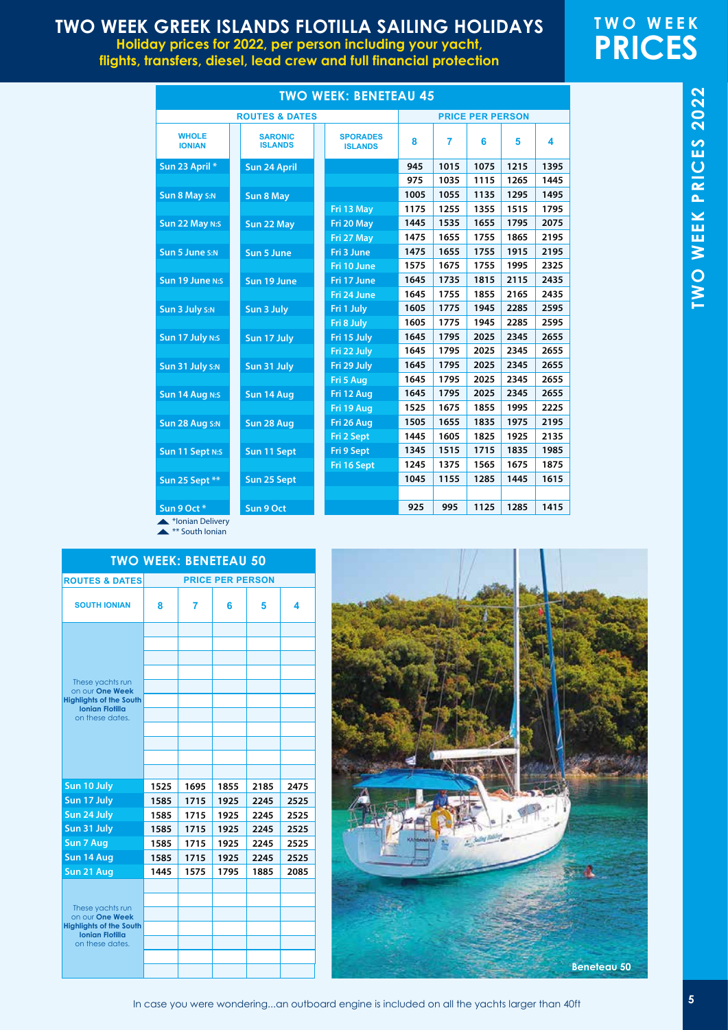# TWO WEEK GREEK ISLANDS FLOTILLA SAILING HOLIDAYS

**Holiday prices for 2022, per person including your yacht, flights, transfers, diesel, lead crew and full financial protection**

## TWO WEEK PRICES

### TWO WEEK: BENETEAU 45

| ROUTES & DATES | | | PRICE PER PERSON | | | | |
|---|---|---|---|---|---|---|---|
| WHOLE IONIAN | SARONIC ISLANDS | SPORADES ISLANDS | 8 | 7 | 6 | 5 | 4 |
| Sun 23 April * | Sun 24 April | | 945 | 1015 | 1075 | 1215 | 1395 |
| | | | 975 | 1035 | 1115 | 1265 | 1445 |
| Sun 8 May S:N | Sun 8 May | | 1005 | 1055 | 1135 | 1295 | 1495 |
| | | Fri 13 May | 1175 | 1255 | 1355 | 1515 | 1795 |
| Sun 22 May N:S | Sun 22 May | Fri 20 May | 1445 | 1535 | 1655 | 1795 | 2075 |
| | | Fri 27 May | 1475 | 1655 | 1755 | 1865 | 2195 |
| Sun 5 June S:N | Sun 5 June | Fri 3 June | 1475 | 1655 | 1755 | 1915 | 2195 |
| | | Fri 10 June | 1575 | 1675 | 1755 | 1995 | 2325 |
| Sun 19 June N:S | Sun 19 June | Fri 17 June | 1645 | 1735 | 1815 | 2115 | 2435 |
| | | Fri 24 June | 1645 | 1755 | 1855 | 2165 | 2435 |
| Sun 3 July S:N | Sun 3 July | Fri 1 July | 1605 | 1775 | 1945 | 2285 | 2595 |
| | | Fri 8 July | 1605 | 1775 | 1945 | 2285 | 2595 |
| Sun 17 July N:S | Sun 17 July | Fri 15 July | 1645 | 1795 | 2025 | 2345 | 2655 |
| | | Fri 22 July | 1645 | 1795 | 2025 | 2345 | 2655 |
| Sun 31 July S:N | Sun 31 July | Fri 29 July | 1645 | 1795 | 2025 | 2345 | 2655 |
| | | Fri 5 Aug | 1645 | 1795 | 2025 | 2345 | 2655 |
| Sun 14 Aug N:S | Sun 14 Aug | Fri 12 Aug | 1645 | 1795 | 2025 | 2345 | 2655 |
| | | Fri 19 Aug | 1525 | 1675 | 1855 | 1995 | 2225 |
| Sun 28 Aug S:N | Sun 28 Aug | Fri 26 Aug | 1505 | 1655 | 1835 | 1975 | 2195 |
| | | Fri 2 Sept | 1445 | 1605 | 1825 | 1925 | 2135 |
| Sun 11 Sept N:S | Sun 11 Sept | Fri 9 Sept | 1345 | 1515 | 1715 | 1835 | 1985 |
| | | Fri 16 Sept | 1245 | 1375 | 1565 | 1675 | 1875 |
| Sun 25 Sept ** | Sun 25 Sept | | 1045 | 1155 | 1285 | 1445 | 1615 |
| | | | | | | | |
| Sun 9 Oct * | Sun 9 Oct | | 925 | 995 | 1125 | 1285 | 1415 |

*Ionian Delivery
** South Ionian

### TWO WEEK: BENETEAU 50

| ROUTES & DATES | PRICE PER PERSON | | | | |
|---|---|---|---|---|---|
| SOUTH IONIAN | 8 | 7 | 6 | 5 | 4 |
| These yachts run on our **One Week Highlights of the South Ionian Flotilla** on these dates. | | | | | |
| Sun 10 July | 1525 | 1695 | 1855 | 2185 | 2475 |
| Sun 17 July | 1585 | 1715 | 1925 | 2245 | 2525 |
| Sun 24 July | 1585 | 1715 | 1925 | 2245 | 2525 |
| Sun 31 July | 1585 | 1715 | 1925 | 2245 | 2525 |
| Sun 7 Aug | 1585 | 1715 | 1925 | 2245 | 2525 |
| Sun 14 Aug | 1585 | 1715 | 1925 | 2245 | 2525 |
| Sun 21 Aug | 1445 | 1575 | 1795 | 1885 | 2085 |
| These yachts run on our **One Week Highlights of the South Ionian Flotilla** on these dates. | | | | | |

Beneteau 50

In case you were wondering...an outboard engine is included on all the yachts larger than 40ft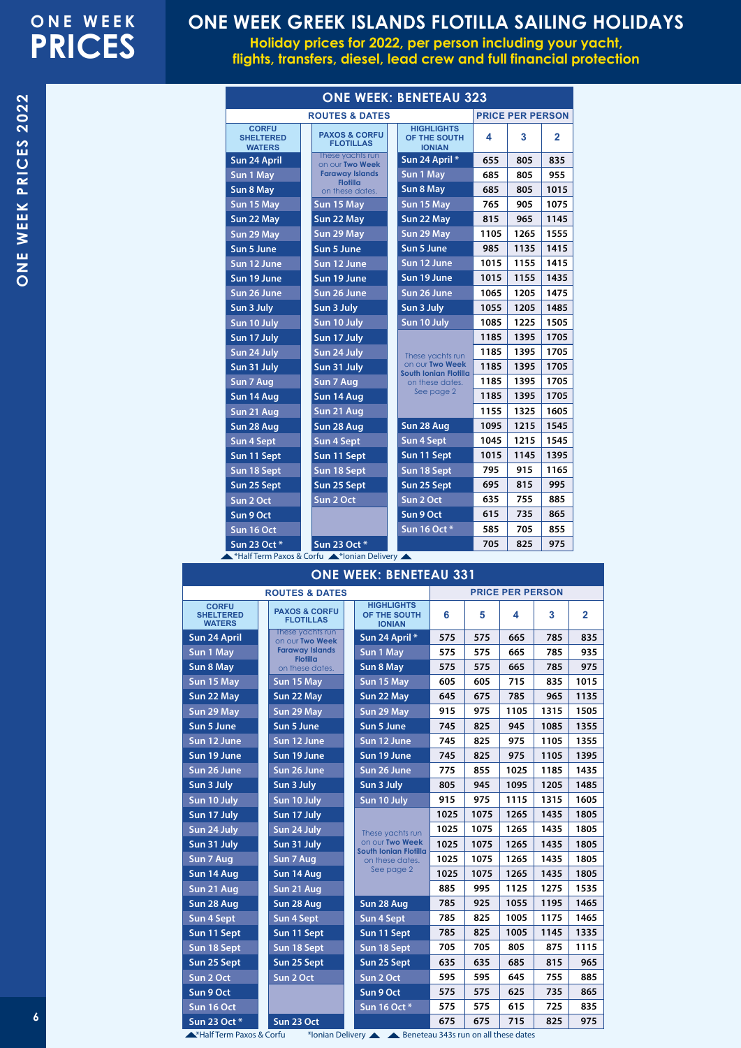# ONE WEEK PRICES

## ONE WEEK GREEK ISLANDS FLOTILLA SAILING HOLIDAYS

**Holiday prices for 2022, per person including your yacht, flights, transfers, diesel, lead crew and full financial protection**

### ONE WEEK: BENETEAU 323

| ROUTES & DATES | | | PRICE PER PERSON | | |
|---|---|---|---|---|---|
| CORFU SHELTERED WATERS | PAXOS & CORFU FLOTILLAS | HIGHLIGHTS OF THE SOUTH IONIAN | 4 | 3 | 2 |
| Sun 24 April | These yachts run on our Two Week Faraway Islands Flotilla on these dates. | Sun 24 April * | 655 | 805 | 835 |
| Sun 1 May | | Sun 1 May | 685 | 805 | 955 |
| Sun 8 May | | Sun 8 May | 685 | 805 | 1015 |
| Sun 15 May | Sun 15 May | Sun 15 May | 765 | 905 | 1075 |
| Sun 22 May | Sun 22 May | Sun 22 May | 815 | 965 | 1145 |
| Sun 29 May | Sun 29 May | Sun 29 May | 1105 | 1265 | 1555 |
| Sun 5 June | Sun 5 June | Sun 5 June | 985 | 1135 | 1415 |
| Sun 12 June | Sun 12 June | Sun 12 June | 1015 | 1155 | 1415 |
| Sun 19 June | Sun 19 June | Sun 19 June | 1015 | 1155 | 1435 |
| Sun 26 June | Sun 26 June | Sun 26 June | 1065 | 1205 | 1475 |
| Sun 3 July | Sun 3 July | Sun 3 July | 1055 | 1205 | 1485 |
| Sun 10 July | Sun 10 July | Sun 10 July | 1085 | 1225 | 1505 |
| Sun 17 July | Sun 17 July | These yachts run on our Two Week South Ionian Flotilla on these dates. See page 2 | 1185 | 1395 | 1705 |
| Sun 24 July | Sun 24 July | | 1185 | 1395 | 1705 |
| Sun 31 July | Sun 31 July | | 1185 | 1395 | 1705 |
| Sun 7 Aug | Sun 7 Aug | | 1185 | 1395 | 1705 |
| Sun 14 Aug | Sun 14 Aug | | 1185 | 1395 | 1705 |
| Sun 21 Aug | Sun 21 Aug | | 1155 | 1325 | 1605 |
| Sun 28 Aug | Sun 28 Aug | Sun 28 Aug | 1095 | 1215 | 1545 |
| Sun 4 Sept | Sun 4 Sept | Sun 4 Sept | 1045 | 1215 | 1545 |
| Sun 11 Sept | Sun 11 Sept | Sun 11 Sept | 1015 | 1145 | 1395 |
| Sun 18 Sept | Sun 18 Sept | Sun 18 Sept | 795 | 915 | 1165 |
| Sun 25 Sept | Sun 25 Sept | Sun 25 Sept | 695 | 815 | 995 |
| Sun 2 Oct | Sun 2 Oct | Sun 2 Oct | 635 | 755 | 885 |
| Sun 9 Oct | | Sun 9 Oct | 615 | 735 | 865 |
| Sun 16 Oct | | Sun 16 Oct * | 585 | 705 | 855 |
| Sun 23 Oct * | Sun 23 Oct * | | 705 | 825 | 975 |

*Half Term Paxos & Corfu *Ionian Delivery

### ONE WEEK: BENETEAU 331

| ROUTES & DATES | | | PRICE PER PERSON | | | | |
|---|---|---|---|---|---|---|---|
| CORFU SHELTERED WATERS | PAXOS & CORFU FLOTILLAS | HIGHLIGHTS OF THE SOUTH IONIAN | 6 | 5 | 4 | 3 | 2 |
| Sun 24 April | These yachts run on our Two Week Faraway Islands Flotilla on these dates. | Sun 24 April * | 575 | 575 | 665 | 785 | 835 |
| Sun 1 May | | Sun 1 May | 575 | 575 | 665 | 785 | 935 |
| Sun 8 May | | Sun 8 May | 575 | 575 | 665 | 785 | 975 |
| Sun 15 May | Sun 15 May | Sun 15 May | 605 | 605 | 715 | 835 | 1015 |
| Sun 22 May | Sun 22 May | Sun 22 May | 645 | 675 | 785 | 965 | 1135 |
| Sun 29 May | Sun 29 May | Sun 29 May | 915 | 975 | 1105 | 1315 | 1505 |
| Sun 5 June | Sun 5 June | Sun 5 June | 745 | 825 | 945 | 1085 | 1355 |
| Sun 12 June | Sun 12 June | Sun 12 June | 745 | 825 | 975 | 1105 | 1355 |
| Sun 19 June | Sun 19 June | Sun 19 June | 745 | 825 | 975 | 1105 | 1395 |
| Sun 26 June | Sun 26 June | Sun 26 June | 775 | 855 | 1025 | 1185 | 1435 |
| Sun 3 July | Sun 3 July | Sun 3 July | 805 | 945 | 1095 | 1205 | 1485 |
| Sun 10 July | Sun 10 July | Sun 10 July | 915 | 975 | 1115 | 1315 | 1605 |
| Sun 17 July | Sun 17 July | These yachts run on our Two Week South Ionian Flotilla on these dates. See page 2 | 1025 | 1075 | 1265 | 1435 | 1805 |
| Sun 24 July | Sun 24 July | | 1025 | 1075 | 1265 | 1435 | 1805 |
| Sun 31 July | Sun 31 July | | 1025 | 1075 | 1265 | 1435 | 1805 |
| Sun 7 Aug | Sun 7 Aug | | 1025 | 1075 | 1265 | 1435 | 1805 |
| Sun 14 Aug | Sun 14 Aug | | 1025 | 1075 | 1265 | 1435 | 1805 |
| Sun 21 Aug | Sun 21 Aug | | 885 | 995 | 1125 | 1275 | 1535 |
| Sun 28 Aug | Sun 28 Aug | Sun 28 Aug | 785 | 925 | 1055 | 1195 | 1465 |
| Sun 4 Sept | Sun 4 Sept | Sun 4 Sept | 785 | 825 | 1005 | 1175 | 1465 |
| Sun 11 Sept | Sun 11 Sept | Sun 11 Sept | 785 | 825 | 1005 | 1145 | 1335 |
| Sun 18 Sept | Sun 18 Sept | Sun 18 Sept | 705 | 705 | 805 | 875 | 1115 |
| Sun 25 Sept | Sun 25 Sept | Sun 25 Sept | 635 | 635 | 685 | 815 | 965 |
| Sun 2 Oct | Sun 2 Oct | Sun 2 Oct | 595 | 595 | 645 | 755 | 885 |
| Sun 9 Oct | | Sun 9 Oct | 575 | 575 | 625 | 735 | 865 |
| Sun 16 Oct | | Sun 16 Oct * | 575 | 575 | 615 | 725 | 835 |
| Sun 23 Oct * | Sun 23 Oct | | 675 | 675 | 715 | 825 | 975 |

*Half Term Paxos & Corfu *Ionian Delivery Beneteau 343s run on all these dates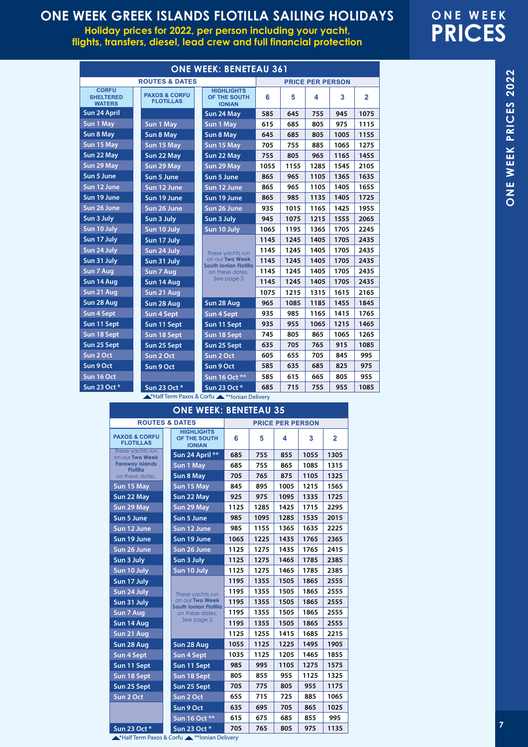# ONE WEEK GREEK ISLANDS FLOTILLA SAILING HOLIDAYS

**Holiday prices for 2022, per person including your yacht, flights, transfers, diesel, lead crew and full financial protection**

# ONE WEEK PRICES

## ONE WEEK: BENETEAU 361

| ROUTES & DATES | | | PRICE PER PERSON | | | | |
|---|---|---|---|---|---|---|---|
| CORFU SHELTERED WATERS | PAXOS & CORFU FLOTILLAS | HIGHLIGHTS OF THE SOUTH IONIAN | 6 | 5 | 4 | 3 | 2 |
| Sun 24 April | | Sun 24 May | 585 | 645 | 755 | 945 | 1075 |
| Sun 1 May | Sun 1 May | Sun 1 May | 615 | 685 | 805 | 975 | 1115 |
| Sun 8 May | Sun 8 May | Sun 8 May | 645 | 685 | 805 | 1005 | 1155 |
| Sun 15 May | Sun 15 May | Sun 15 May | 705 | 755 | 885 | 1065 | 1275 |
| Sun 22 May | Sun 22 May | Sun 22 May | 755 | 805 | 965 | 1165 | 1455 |
| Sun 29 May | Sun 29 May | Sun 29 May | 1055 | 1155 | 1285 | 1545 | 2105 |
| Sun 5 June | Sun 5 June | Sun 5 June | 865 | 965 | 1105 | 1365 | 1635 |
| Sun 12 June | Sun 12 June | Sun 12 June | 865 | 965 | 1105 | 1405 | 1655 |
| Sun 19 June | Sun 19 June | Sun 19 June | 865 | 985 | 1135 | 1405 | 1725 |
| Sun 26 June | Sun 26 June | Sun 26 June | 935 | 1015 | 1165 | 1425 | 1955 |
| Sun 3 July | Sun 3 July | Sun 3 July | 945 | 1075 | 1215 | 1555 | 2065 |
| Sun 10 July | Sun 10 July | Sun 10 July | 1065 | 1195 | 1365 | 1705 | 2245 |
| Sun 17 July | Sun 17 July | These yachts run on our **Two Week South Ionian Flotilla** on these dates. See page 3 | 1145 | 1245 | 1405 | 1705 | 2435 |
| Sun 24 July | Sun 24 July | | 1145 | 1245 | 1405 | 1705 | 2435 |
| Sun 31 July | Sun 31 July | | 1145 | 1245 | 1405 | 1705 | 2435 |
| Sun 7 Aug | Sun 7 Aug | | 1145 | 1245 | 1405 | 1705 | 2435 |
| Sun 14 Aug | Sun 14 Aug | | 1145 | 1245 | 1405 | 1705 | 2435 |
| Sun 21 Aug | Sun 21 Aug | | 1075 | 1215 | 1315 | 1615 | 2165 |
| Sun 28 Aug | Sun 28 Aug | Sun 28 Aug | 965 | 1085 | 1185 | 1455 | 1845 |
| Sun 4 Sept | Sun 4 Sept | Sun 4 Sept | 935 | 985 | 1165 | 1415 | 1765 |
| Sun 11 Sept | Sun 11 Sept | Sun 11 Sept | 935 | 955 | 1065 | 1215 | 1465 |
| Sun 18 Sept | Sun 18 Sept | Sun 18 Sept | 745 | 805 | 865 | 1065 | 1265 |
| Sun 25 Sept | Sun 25 Sept | Sun 25 Sept | 635 | 705 | 765 | 915 | 1085 |
| Sun 2 Oct | Sun 2 Oct | Sun 2 Oct | 605 | 655 | 705 | 845 | 995 |
| Sun 9 Oct | Sun 9 Oct | Sun 9 Oct | 585 | 635 | 685 | 825 | 975 |
| Sun 16 Oct | | Sun 16 Oct ** | 585 | 615 | 665 | 805 | 955 |
| Sun 23 Oct * | Sun 23 Oct * | Sun 23 Oct * | 685 | 715 | 755 | 955 | 1085 |

*Half Term Paxos & Corfu **Ionian Delivery

## ONE WEEK: BENETEAU 35

| ROUTES & DATES | | PRICE PER PERSON | | | | |
|---|---|---|---|---|---|---|
| PAXOS & CORFU FLOTILLAS | HIGHLIGHTS OF THE SOUTH IONIAN | 6 | 5 | 4 | 3 | 2 |
| These yachts run on our **Two Week Faraway Islands Flotilla** on these dates. | Sun 24 April ** | 685 | 755 | 855 | 1055 | 1305 |
| | Sun 1 May | 685 | 755 | 865 | 1085 | 1315 |
| | Sun 8 May | 705 | 765 | 875 | 1105 | 1325 |
| Sun 15 May | Sun 15 May | 845 | 895 | 1005 | 1215 | 1565 |
| Sun 22 May | Sun 22 May | 925 | 975 | 1095 | 1335 | 1725 |
| Sun 29 May | Sun 29 May | 1125 | 1285 | 1425 | 1715 | 2295 |
| Sun 5 June | Sun 5 June | 985 | 1095 | 1285 | 1535 | 2015 |
| Sun 12 June | Sun 12 June | 985 | 1155 | 1365 | 1635 | 2225 |
| Sun 19 June | Sun 19 June | 1065 | 1225 | 1435 | 1765 | 2365 |
| Sun 26 June | Sun 26 June | 1125 | 1275 | 1435 | 1765 | 2415 |
| Sun 3 July | Sun 3 July | 1125 | 1275 | 1465 | 1785 | 2385 |
| Sun 10 July | Sun 10 July | 1125 | 1275 | 1465 | 1785 | 2385 |
| Sun 17 July | These yachts run on our **Two Week South Ionian Flotilla** on these dates. See page 3 | 1195 | 1355 | 1505 | 1865 | 2555 |
| Sun 24 July | | 1195 | 1355 | 1505 | 1865 | 2555 |
| Sun 31 July | | 1195 | 1355 | 1505 | 1865 | 2555 |
| Sun 7 Aug | | 1195 | 1355 | 1505 | 1865 | 2555 |
| Sun 14 Aug | | 1195 | 1355 | 1505 | 1865 | 2555 |
| Sun 21 Aug | | 1125 | 1255 | 1415 | 1685 | 2215 |
| Sun 28 Aug | Sun 28 Aug | 1055 | 1125 | 1225 | 1495 | 1905 |
| Sun 4 Sept | Sun 4 Sept | 1035 | 1125 | 1205 | 1465 | 1855 |
| Sun 11 Sept | Sun 11 Sept | 985 | 995 | 1105 | 1275 | 1575 |
| Sun 18 Sept | Sun 18 Sept | 805 | 855 | 955 | 1125 | 1325 |
| Sun 25 Sept | Sun 25 Sept | 705 | 775 | 805 | 955 | 1175 |
| Sun 2 Oct | Sun 2 Oct | 655 | 715 | 725 | 885 | 1065 |
| | Sun 9 Oct | 635 | 695 | 705 | 865 | 1025 |
| | Sun 16 Oct ** | 615 | 675 | 685 | 855 | 995 |
| Sun 23 Oct * | Sun 23 Oct * | 705 | 765 | 805 | 975 | 1135 |

*Half Term Paxos & Corfu **Ionian Delivery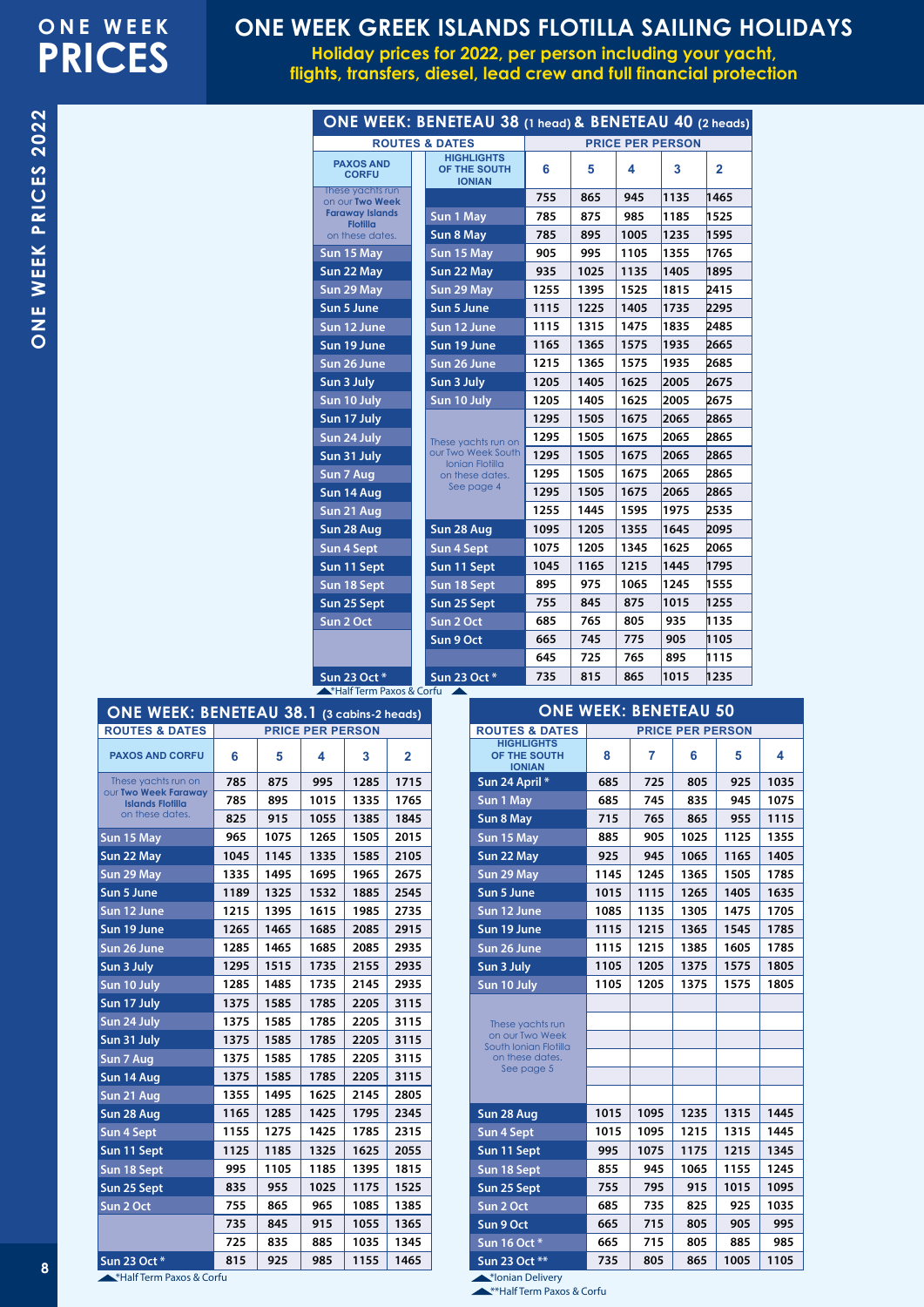# ONE WEEK PRICES

## ONE WEEK GREEK ISLANDS FLOTILLA SAILING HOLIDAYS

**Holiday prices for 2022, per person including your yacht, flights, transfers, diesel, lead crew and full financial protection**

ONE WEEK PRICES 2022

### ONE WEEK: BENETEAU 38 (1 head) & BENETEAU 40 (2 heads)

| ROUTES & DATES | | PRICE PER PERSON | | | | |
|---|---|---|---|---|---|---|
| PAXOS AND CORFU | HIGHLIGHTS OF THE SOUTH IONIAN | 6 | 5 | 4 | 3 | 2 |
| These yachts run on our Two Week Faraway Islands Flotilla on these dates. | | 755 | 865 | 945 | 1135 | 1465 |
| | Sun 1 May | 785 | 875 | 985 | 1185 | 1525 |
| | Sun 8 May | 785 | 895 | 1005 | 1235 | 1595 |
| Sun 15 May | Sun 15 May | 905 | 995 | 1105 | 1355 | 1765 |
| Sun 22 May | Sun 22 May | 935 | 1025 | 1135 | 1405 | 1895 |
| Sun 29 May | Sun 29 May | 1255 | 1395 | 1525 | 1815 | 2415 |
| Sun 5 June | Sun 5 June | 1115 | 1225 | 1405 | 1735 | 2295 |
| Sun 12 June | Sun 12 June | 1115 | 1315 | 1475 | 1835 | 2485 |
| Sun 19 June | Sun 19 June | 1165 | 1365 | 1575 | 1935 | 2665 |
| Sun 26 June | Sun 26 June | 1215 | 1365 | 1575 | 1935 | 2685 |
| Sun 3 July | Sun 3 July | 1205 | 1405 | 1625 | 2005 | 2675 |
| Sun 10 July | Sun 10 July | 1205 | 1405 | 1625 | 2005 | 2675 |
| Sun 17 July | These yachts run on our Two Week South Ionian Flotilla on these dates. See page 4 | 1295 | 1505 | 1675 | 2065 | 2865 |
| Sun 24 July | | 1295 | 1505 | 1675 | 2065 | 2865 |
| Sun 31 July | | 1295 | 1505 | 1675 | 2065 | 2865 |
| Sun 7 Aug | | 1295 | 1505 | 1675 | 2065 | 2865 |
| Sun 14 Aug | | 1295 | 1505 | 1675 | 2065 | 2865 |
| Sun 21 Aug | | 1255 | 1445 | 1595 | 1975 | 2535 |
| Sun 28 Aug | Sun 28 Aug | 1095 | 1205 | 1355 | 1645 | 2095 |
| Sun 4 Sept | Sun 4 Sept | 1075 | 1205 | 1345 | 1625 | 2065 |
| Sun 11 Sept | Sun 11 Sept | 1045 | 1165 | 1215 | 1445 | 1795 |
| Sun 18 Sept | Sun 18 Sept | 895 | 975 | 1065 | 1245 | 1555 |
| Sun 25 Sept | Sun 25 Sept | 755 | 845 | 875 | 1015 | 1255 |
| Sun 2 Oct | Sun 2 Oct | 685 | 765 | 805 | 935 | 1135 |
| | Sun 9 Oct | 665 | 745 | 775 | 905 | 1105 |
| | | 645 | 725 | 765 | 895 | 1115 |
| Sun 23 Oct * | Sun 23 Oct * | 735 | 815 | 865 | 1015 | 1235 |

*Half Term Paxos & Corfu

### ONE WEEK: BENETEAU 38.1 (3 cabins-2 heads)

| ROUTES & DATES | PRICE PER PERSON | | | | |
|---|---|---|---|---|---|
| PAXOS AND CORFU | 6 | 5 | 4 | 3 | 2 |
| These yachts run on our Two Week Faraway Islands Flotilla on these dates. | 785 | 875 | 995 | 1285 | 1715 |
| | 785 | 895 | 1015 | 1335 | 1765 |
| | 825 | 915 | 1055 | 1385 | 1845 |
| Sun 15 May | 965 | 1075 | 1265 | 1505 | 2015 |
| Sun 22 May | 1045 | 1145 | 1335 | 1585 | 2105 |
| Sun 29 May | 1335 | 1495 | 1695 | 1965 | 2675 |
| Sun 5 June | 1189 | 1325 | 1532 | 1885 | 2545 |
| Sun 12 June | 1215 | 1395 | 1615 | 1985 | 2735 |
| Sun 19 June | 1265 | 1465 | 1685 | 2085 | 2915 |
| Sun 26 June | 1285 | 1465 | 1685 | 2085 | 2935 |
| Sun 3 July | 1295 | 1515 | 1735 | 2155 | 2935 |
| Sun 10 July | 1285 | 1485 | 1735 | 2145 | 2935 |
| Sun 17 July | 1375 | 1585 | 1785 | 2205 | 3115 |
| Sun 24 July | 1375 | 1585 | 1785 | 2205 | 3115 |
| Sun 31 July | 1375 | 1585 | 1785 | 2205 | 3115 |
| Sun 7 Aug | 1375 | 1585 | 1785 | 2205 | 3115 |
| Sun 14 Aug | 1375 | 1585 | 1785 | 2205 | 3115 |
| Sun 21 Aug | 1355 | 1495 | 1625 | 2145 | 2805 |
| Sun 28 Aug | 1165 | 1285 | 1425 | 1795 | 2345 |
| Sun 4 Sept | 1155 | 1275 | 1425 | 1785 | 2315 |
| Sun 11 Sept | 1125 | 1185 | 1325 | 1625 | 2055 |
| Sun 18 Sept | 995 | 1105 | 1185 | 1395 | 1815 |
| Sun 25 Sept | 835 | 955 | 1025 | 1175 | 1525 |
| Sun 2 Oct | 755 | 865 | 965 | 1085 | 1385 |
| | 735 | 845 | 915 | 1055 | 1365 |
| | 725 | 835 | 885 | 1035 | 1345 |
| Sun 23 Oct * | 815 | 925 | 985 | 1155 | 1465 |

*Half Term Paxos & Corfu

### ONE WEEK: BENETEAU 50

| ROUTES & DATES | PRICE PER PERSON | | | | |
|---|---|---|---|---|---|
| HIGHLIGHTS OF THE SOUTH IONIAN | 8 | 7 | 6 | 5 | 4 |
| Sun 24 April * | 685 | 725 | 805 | 925 | 1035 |
| Sun 1 May | 685 | 745 | 835 | 945 | 1075 |
| Sun 8 May | 715 | 765 | 865 | 955 | 1115 |
| Sun 15 May | 885 | 905 | 1025 | 1125 | 1355 |
| Sun 22 May | 925 | 945 | 1065 | 1165 | 1405 |
| Sun 29 May | 1145 | 1245 | 1365 | 1505 | 1785 |
| Sun 5 June | 1015 | 1115 | 1265 | 1405 | 1635 |
| Sun 12 June | 1085 | 1135 | 1305 | 1475 | 1705 |
| Sun 19 June | 1115 | 1215 | 1365 | 1545 | 1785 |
| Sun 26 June | 1115 | 1215 | 1385 | 1605 | 1785 |
| Sun 3 July | 1105 | 1205 | 1375 | 1575 | 1805 |
| Sun 10 July | 1105 | 1205 | 1375 | 1575 | 1805 |
| These yachts run on our Two Week South Ionian Flotilla on these dates. See page 5 | | | | | |
| Sun 28 Aug | 1015 | 1095 | 1235 | 1315 | 1445 |
| Sun 4 Sept | 1015 | 1095 | 1215 | 1315 | 1445 |
| Sun 11 Sept | 995 | 1075 | 1175 | 1215 | 1345 |
| Sun 18 Sept | 855 | 945 | 1065 | 1155 | 1245 |
| Sun 25 Sept | 755 | 795 | 915 | 1015 | 1095 |
| Sun 2 Oct | 685 | 735 | 825 | 925 | 1035 |
| Sun 9 Oct | 665 | 715 | 805 | 905 | 995 |
| Sun 16 Oct * | 665 | 715 | 805 | 885 | 985 |
| Sun 23 Oct ** | 735 | 805 | 865 | 1005 | 1105 |

*Ionian Delivery
**Half Term Paxos & Corfu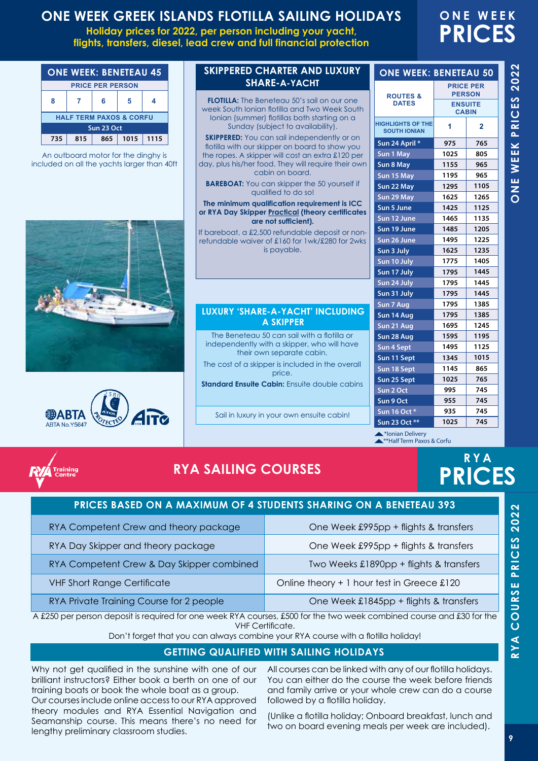# ONE WEEK GREEK ISLANDS FLOTILLA SAILING HOLIDAYS

**Holiday prices for 2022, per person including your yacht, flights, transfers, diesel, lead crew and full financial protection**

## ONE WEEK PRICES

### ONE WEEK: BENETEAU 45

| PRICE PER PERSON | | | | |
|---|---|---|---|---|
| 8 | 7 | 6 | 5 | 4 |
| **HALF TERM PAXOS & CORFU** | | | | |
| **Sun 23 Oct** | | | | |
| 735 | 815 | 865 | 1015 | 1115 |

An outboard motor for the dinghy is included on all the yachts larger than 40ft

ABTA No.Y5647

### SKIPPERED CHARTER AND LUXURY SHARE-A-YACHT

**FLOTILLA:** The Beneteau 50's sail on our one week South Ionian flotilla and Two Week South Ionian (summer) flotillas both starting on a Sunday (subject to availability).

**SKIPPERED:** You can sail independently or on flotilla with our skipper on board to show you the ropes. A skipper will cost an extra £120 per day, plus his/her food. They will require their own cabin on board.

**BAREBOAT:** You can skipper the 50 yourself if qualified to do so!

**The minimum qualification requirement is ICC or RYA Day Skipper Practical (theory certificates are not sufficient).**

If bareboat, a £2,500 refundable deposit or non-refundable waiver of £160 for 1wk/£280 for 2wks is payable.

### LUXURY 'SHARE-A-YACHT' INCLUDING A SKIPPER

The Beneteau 50 can sail with a flotilla or independently with a skipper, who will have their own separate cabin.

The cost of a skipper is included in the overall price.

**Standard Ensuite Cabin:** Ensuite double cabins

Sail in luxury in your own ensuite cabin!

### ONE WEEK: BENETEAU 50

| ROUTES & DATES | PRICE PER PERSON | |
|---|---|---|
| | ENSUITE CABIN | |
| HIGHLIGHTS OF THE SOUTH IONIAN | 1 | 2 |
| Sun 24 April * | 975 | 765 |
| Sun 1 May | 1025 | 805 |
| Sun 8 May | 1155 | 965 |
| Sun 15 May | 1195 | 965 |
| Sun 22 May | 1295 | 1105 |
| Sun 29 May | 1625 | 1265 |
| Sun 5 June | 1425 | 1125 |
| Sun 12 June | 1465 | 1135 |
| Sun 19 June | 1485 | 1205 |
| Sun 26 June | 1495 | 1225 |
| Sun 3 July | 1625 | 1235 |
| Sun 10 July | 1775 | 1405 |
| Sun 17 July | 1795 | 1445 |
| Sun 24 July | 1795 | 1445 |
| Sun 31 July | 1795 | 1445 |
| Sun 7 Aug | 1795 | 1385 |
| Sun 14 Aug | 1795 | 1385 |
| Sun 21 Aug | 1695 | 1245 |
| Sun 28 Aug | 1595 | 1195 |
| Sun 4 Sept | 1495 | 1125 |
| Sun 11 Sept | 1345 | 1015 |
| Sun 18 Sept | 1145 | 865 |
| Sun 25 Sept | 1025 | 765 |
| Sun 2 Oct | 995 | 745 |
| Sun 9 Oct | 955 | 745 |
| Sun 16 Oct * | 935 | 745 |
| Sun 23 Oct ** | 1025 | 745 |

*Ionian Delivery
**Half Term Paxos & Corfu

# RYA SAILING COURSES

## RYA PRICES

| PRICES BASED ON A MAXIMUM OF 4 STUDENTS SHARING ON A BENETEAU 393 | |
|---|---|
| RYA Competent Crew and theory package | One Week £995pp + flights & transfers |
| RYA Day Skipper and theory package | One Week £995pp + flights & transfers |
| RYA Competent Crew & Day Skipper combined | Two Weeks £1890pp + flights & transfers |
| VHF Short Range Certificate | Online theory + 1 hour test in Greece £120 |
| RYA Private Training Course for 2 people | One Week £1845pp + flights & transfers |

A £250 per person deposit is required for one week RYA courses, £500 for the two week combined course and £30 for the VHF Certificate.

Don't forget that you can always combine your RYA course with a flotilla holiday!

### GETTING QUALIFIED WITH SAILING HOLIDAYS

Why not get qualified in the sunshine with one of our brilliant instructors? Either book a berth on one of our training boats or book the whole boat as a group.

Our courses include online access to our RYA approved theory modules and RYA Essential Navigation and Seamanship course. This means there's no need for lengthy preliminary classroom studies.

All courses can be linked with any of our flotilla holidays. You can either do the course the week before friends and family arrive or your whole crew can do a course followed by a flotilla holiday.

(Unlike a flotilla holiday; Onboard breakfast, lunch and two on board evening meals per week are included).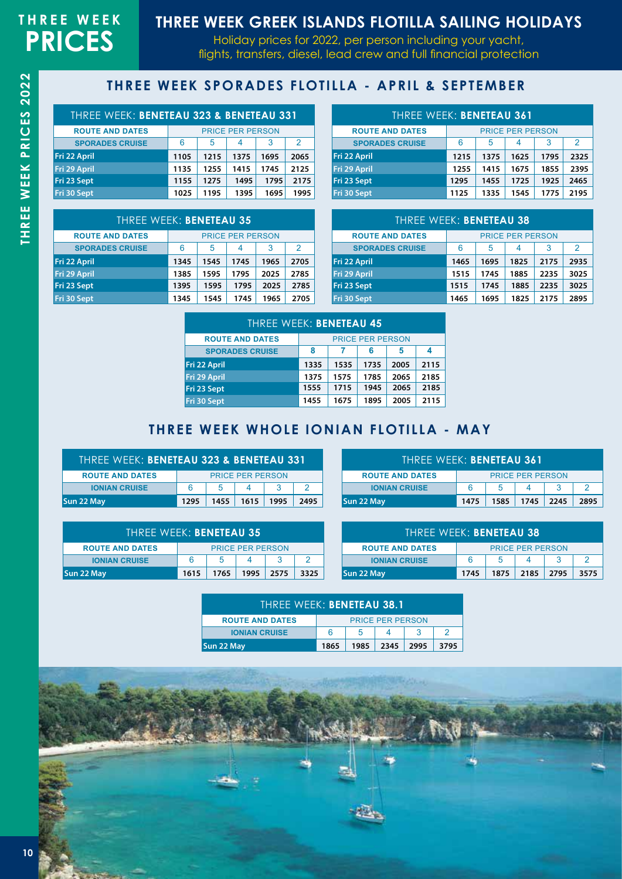# THREE WEEK PRICES

## THREE WEEK GREEK ISLANDS FLOTILLA SAILING HOLIDAYS

Holiday prices for 2022, per person including your yacht, flights, transfers, diesel, lead crew and full financial protection

### THREE WEEK SPORADES FLOTILLA - APRIL & SEPTEMBER

**THREE WEEK: BENETEAU 323 & BENETEAU 331**

| ROUTE AND DATES | PRICE PER PERSON | | | | |
|---|---|---|---|---|---|
| SPORADES CRUISE | 6 | 5 | 4 | 3 | 2 |
| Fri 22 April | 1105 | 1215 | 1375 | 1695 | 2065 |
| Fri 29 April | 1135 | 1255 | 1415 | 1745 | 2125 |
| Fri 23 Sept | 1155 | 1275 | 1495 | 1795 | 2175 |
| Fri 30 Sept | 1025 | 1195 | 1395 | 1695 | 1995 |

**THREE WEEK: BENETEAU 361**

| ROUTE AND DATES | PRICE PER PERSON | | | | |
|---|---|---|---|---|---|
| SPORADES CRUISE | 6 | 5 | 4 | 3 | 2 |
| Fri 22 April | 1215 | 1375 | 1625 | 1795 | 2325 |
| Fri 29 April | 1255 | 1415 | 1675 | 1855 | 2395 |
| Fri 23 Sept | 1295 | 1455 | 1725 | 1925 | 2465 |
| Fri 30 Sept | 1125 | 1335 | 1545 | 1775 | 2195 |

**THREE WEEK: BENETEAU 35**

| ROUTE AND DATES | PRICE PER PERSON | | | | |
|---|---|---|---|---|---|
| SPORADES CRUISE | 6 | 5 | 4 | 3 | 2 |
| Fri 22 April | 1345 | 1545 | 1745 | 1965 | 2705 |
| Fri 29 April | 1385 | 1595 | 1795 | 2025 | 2785 |
| Fri 23 Sept | 1395 | 1595 | 1795 | 2025 | 2785 |
| Fri 30 Sept | 1345 | 1545 | 1745 | 1965 | 2705 |

**THREE WEEK: BENETEAU 38**

| ROUTE AND DATES | PRICE PER PERSON | | | | |
|---|---|---|---|---|---|
| SPORADES CRUISE | 6 | 5 | 4 | 3 | 2 |
| Fri 22 April | 1465 | 1695 | 1825 | 2175 | 2935 |
| Fri 29 April | 1515 | 1745 | 1885 | 2235 | 3025 |
| Fri 23 Sept | 1515 | 1745 | 1885 | 2235 | 3025 |
| Fri 30 Sept | 1465 | 1695 | 1825 | 2175 | 2895 |

**THREE WEEK: BENETEAU 45**

| ROUTE AND DATES | PRICE PER PERSON | | | | |
|---|---|---|---|---|---|
| SPORADES CRUISE | 8 | 7 | 6 | 5 | 4 |
| Fri 22 April | 1335 | 1535 | 1735 | 2005 | 2115 |
| Fri 29 April | 1375 | 1575 | 1785 | 2065 | 2185 |
| Fri 23 Sept | 1555 | 1715 | 1945 | 2065 | 2185 |
| Fri 30 Sept | 1455 | 1675 | 1895 | 2005 | 2115 |

### THREE WEEK WHOLE IONIAN FLOTILLA - MAY

**THREE WEEK: BENETEAU 323 & BENETEAU 331**

| ROUTE AND DATES | PRICE PER PERSON | | | | |
|---|---|---|---|---|---|
| IONIAN CRUISE | 6 | 5 | 4 | 3 | 2 |
| Sun 22 May | 1295 | 1455 | 1615 | 1995 | 2495 |

**THREE WEEK: BENETEAU 361**

| ROUTE AND DATES | PRICE PER PERSON | | | | |
|---|---|---|---|---|---|
| IONIAN CRUISE | 6 | 5 | 4 | 3 | 2 |
| Sun 22 May | 1475 | 1585 | 1745 | 2245 | 2895 |

**THREE WEEK: BENETEAU 35**

| ROUTE AND DATES | PRICE PER PERSON | | | | |
|---|---|---|---|---|---|
| IONIAN CRUISE | 6 | 5 | 4 | 3 | 2 |
| Sun 22 May | 1615 | 1765 | 1995 | 2575 | 3325 |

**THREE WEEK: BENETEAU 38**

| ROUTE AND DATES | PRICE PER PERSON | | | | |
|---|---|---|---|---|---|
| IONIAN CRUISE | 6 | 5 | 4 | 3 | 2 |
| Sun 22 May | 1745 | 1875 | 2185 | 2795 | 3575 |

**THREE WEEK: BENETEAU 38.1**

| ROUTE AND DATES | PRICE PER PERSON | | | | |
|---|---|---|---|---|---|
| IONIAN CRUISE | 6 | 5 | 4 | 3 | 2 |
| Sun 22 May | 1865 | 1985 | 2345 | 2995 | 3795 |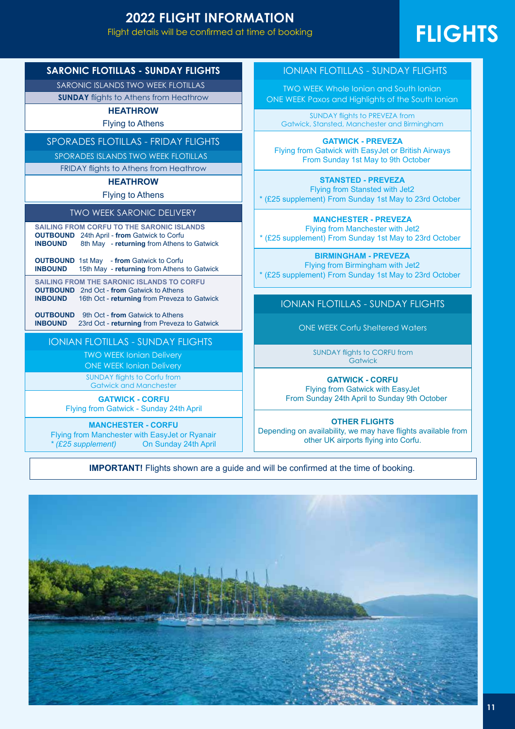# 2022 FLIGHT INFORMATION

Flight details will be confirmed at time of booking

# FLIGHTS

## SARONIC FLOTILLAS - SUNDAY FLIGHTS

SARONIC ISLANDS TWO WEEK FLOTILLAS

**SUNDAY** flights to Athens from Heathrow

**HEATHROW**

Flying to Athens

## SPORADES FLOTILLAS - FRIDAY FLIGHTS

SPORADES ISLANDS TWO WEEK FLOTILLAS

FRIDAY flights to Athens from Heathrow

**HEATHROW**

Flying to Athens

## TWO WEEK SARONIC DELIVERY

**SAILING FROM CORFU TO THE SARONIC ISLANDS**

**OUTBOUND** 24th April - **from** Gatwick to Corfu
**INBOUND** 8th May - **returning** from Athens to Gatwick

**OUTBOUND** 1st May - **from** Gatwick to Corfu
**INBOUND** 15th May - **returning** from Athens to Gatwick

**SAILING FROM THE SARONIC ISLANDS TO CORFU**

**OUTBOUND** 2nd Oct - **from** Gatwick to Athens
**INBOUND** 16th Oct - **returning** from Preveza to Gatwick

**OUTBOUND** 9th Oct - **from** Gatwick to Athens
**INBOUND** 23rd Oct - **returning** from Preveza to Gatwick

## IONIAN FLOTILLAS - SUNDAY FLIGHTS

TWO WEEK Ionian Delivery
ONE WEEK Ionian Delivery

SUNDAY flights to Corfu from Gatwick and Manchester

**GATWICK - CORFU**
Flying from Gatwick - Sunday 24th April

**MANCHESTER - CORFU**
Flying from Manchester with EasyJet or Ryanair
*\* (£25 supplement)* On Sunday 24th April

## IONIAN FLOTILLAS - SUNDAY FLIGHTS

TWO WEEK Whole Ionian and South Ionian
ONE WEEK Paxos and Highlights of the South Ionian

SUNDAY flights to PREVEZA from Gatwick, Stansted, Manchester and Birmingham

**GATWICK - PREVEZA**
Flying from Gatwick with EasyJet or British Airways
From Sunday 1st May to 9th October

**STANSTED - PREVEZA**
Flying from Stansted with Jet2
\* (£25 supplement) From Sunday 1st May to 23rd October

**MANCHESTER - PREVEZA**
Flying from Manchester with Jet2
\* (£25 supplement) From Sunday 1st May to 23rd October

**BIRMINGHAM - PREVEZA**
Flying from Birmingham with Jet2
\* (£25 supplement) From Sunday 1st May to 23rd October

## IONIAN FLOTILLAS - SUNDAY FLIGHTS

ONE WEEK Corfu Sheltered Waters

SUNDAY flights to CORFU from Gatwick

**GATWICK - CORFU**
Flying from Gatwick with EasyJet
From Sunday 24th April to Sunday 9th October

**OTHER FLIGHTS**
Depending on availability, we may have flights available from other UK airports flying into Corfu.

**IMPORTANT!** Flights shown are a guide and will be confirmed at the time of booking.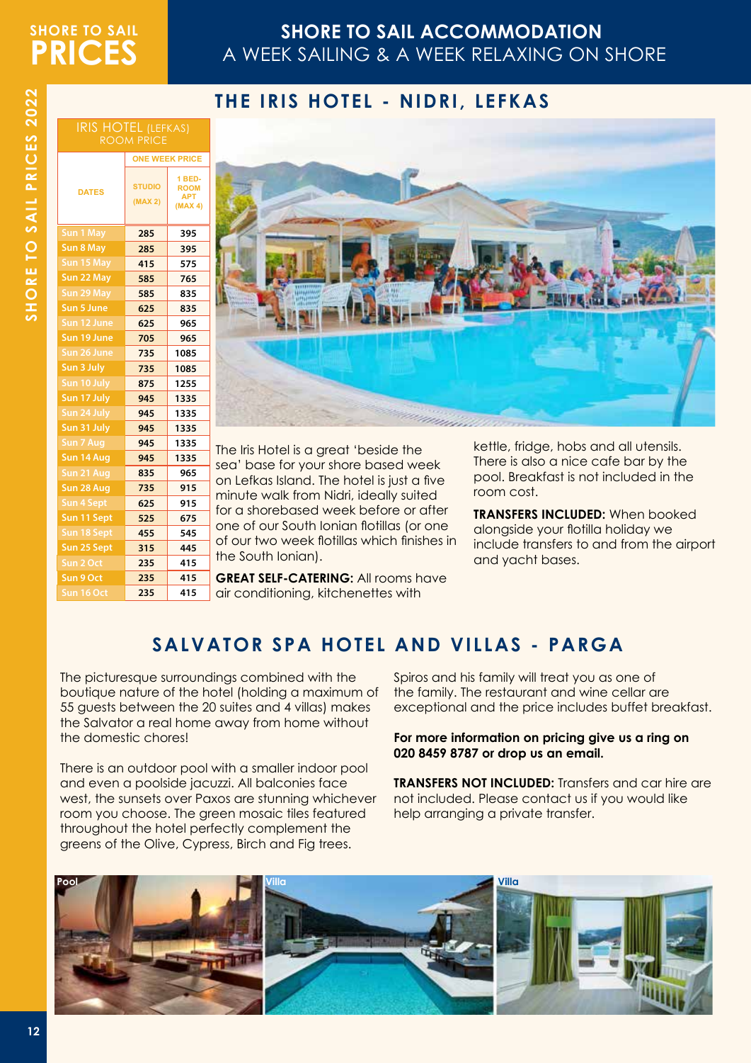# SHORE TO SAIL PRICES

## SHORE TO SAIL ACCOMMODATION
A WEEK SAILING & A WEEK RELAXING ON SHORE

## THE IRIS HOTEL - NIDRI, LEFKAS

| IRIS HOTEL (LEFKAS) ROOM PRICE | | |
|---|---|---|
| | ONE WEEK PRICE | |
| DATES | STUDIO (MAX 2) | 1 BEDROOM APT (MAX 4) |
| Sun 1 May | 285 | 395 |
| Sun 8 May | 285 | 395 |
| Sun 15 May | 415 | 575 |
| Sun 22 May | 585 | 765 |
| Sun 29 May | 585 | 835 |
| Sun 5 June | 625 | 835 |
| Sun 12 June | 625 | 965 |
| Sun 19 June | 705 | 965 |
| Sun 26 June | 735 | 1085 |
| Sun 3 July | 735 | 1085 |
| Sun 10 July | 875 | 1255 |
| Sun 17 July | 945 | 1335 |
| Sun 24 July | 945 | 1335 |
| Sun 31 July | 945 | 1335 |
| Sun 7 Aug | 945 | 1335 |
| Sun 14 Aug | 945 | 1335 |
| Sun 21 Aug | 835 | 965 |
| Sun 28 Aug | 735 | 915 |
| Sun 4 Sept | 625 | 915 |
| Sun 11 Sept | 525 | 675 |
| Sun 18 Sept | 455 | 545 |
| Sun 25 Sept | 315 | 445 |
| Sun 2 Oct | 235 | 415 |
| Sun 9 Oct | 235 | 415 |
| Sun 16 Oct | 235 | 415 |

The Iris Hotel is a great 'beside the sea' base for your shore based week on Lefkas Island. The hotel is just a five minute walk from Nidri, ideally suited for a shorebased week before or after one of our South Ionian flotillas (or one of our two week flotillas which finishes in the South Ionian).

**GREAT SELF-CATERING:** All rooms have air conditioning, kitchenettes with kettle, fridge, hobs and all utensils. There is also a nice cafe bar by the pool. Breakfast is not included in the room cost.

**TRANSFERS INCLUDED:** When booked alongside your flotilla holiday we include transfers to and from the airport and yacht bases.

## SALVATOR SPA HOTEL AND VILLAS - PARGA

The picturesque surroundings combined with the boutique nature of the hotel (holding a maximum of 55 guests between the 20 suites and 4 villas) makes the Salvator a real home away from home without the domestic chores!

There is an outdoor pool with a smaller indoor pool and even a poolside jacuzzi. All balconies face west, the sunsets over Paxos are stunning whichever room you choose. The green mosaic tiles featured throughout the hotel perfectly complement the greens of the Olive, Cypress, Birch and Fig trees.

Spiros and his family will treat you as one of the family. The restaurant and wine cellar are exceptional and the price includes buffet breakfast.

**For more information on pricing give us a ring on 020 8459 8787 or drop us an email.**

**TRANSFERS NOT INCLUDED:** Transfers and car hire are not included. Please contact us if you would like help arranging a private transfer.

Pool

Villa

Villa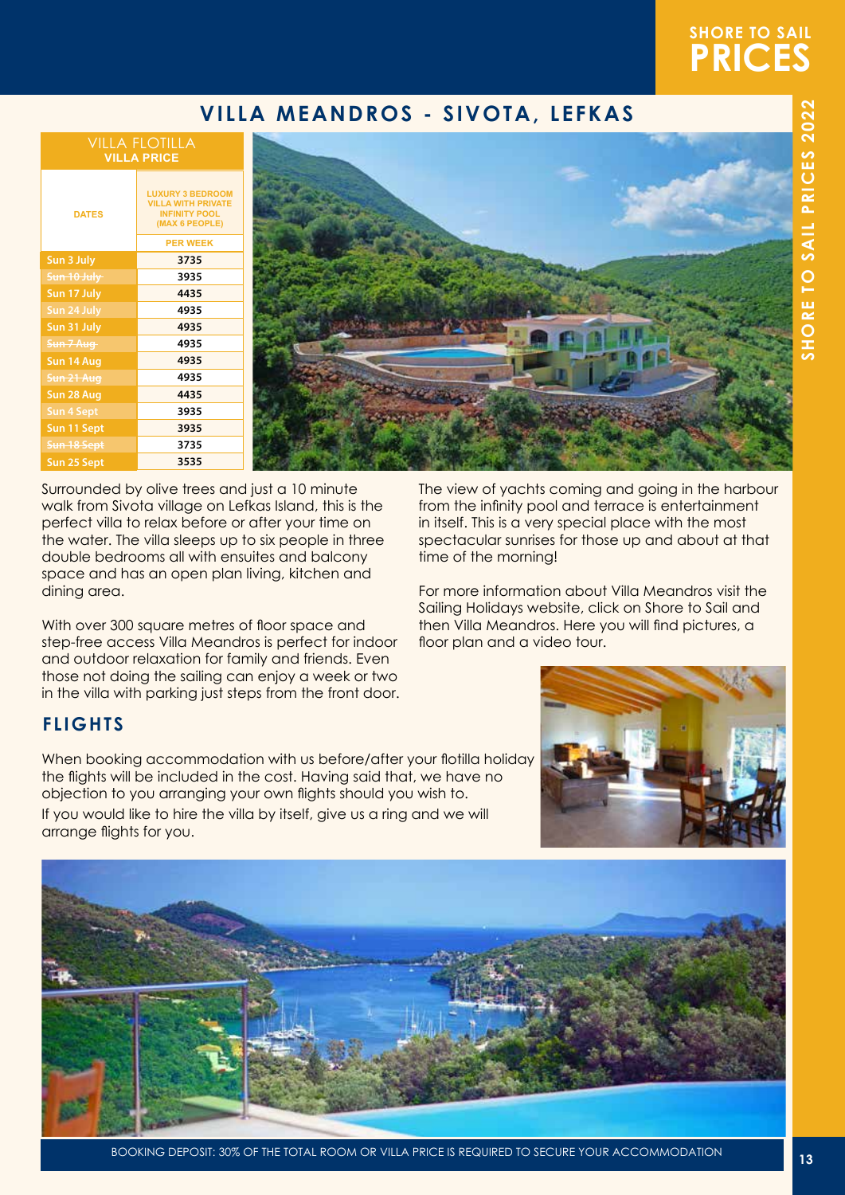# VILLA MEANDROS - SIVOTA, LEFKAS

| VILLA FLOTILLA VILLA PRICE | |
|---|---|
| DATES | LUXURY 3 BEDROOM VILLA WITH PRIVATE INFINITY POOL (MAX 6 PEOPLE) |
| | PER WEEK |
| Sun 3 July | 3735 |
| ~~Sun 10 July~~ | 3935 |
| Sun 17 July | 4435 |
| Sun 24 July | 4935 |
| Sun 31 July | 4935 |
| ~~Sun 7 Aug~~ | 4935 |
| Sun 14 Aug | 4935 |
| ~~Sun 21 Aug~~ | 4935 |
| Sun 28 Aug | 4435 |
| Sun 4 Sept | 3935 |
| Sun 11 Sept | 3935 |
| ~~Sun 18 Sept~~ | 3735 |
| Sun 25 Sept | 3535 |

Surrounded by olive trees and just a 10 minute walk from Sivota village on Lefkas Island, this is the perfect villa to relax before or after your time on the water. The villa sleeps up to six people in three double bedrooms all with ensuites and balcony space and has an open plan living, kitchen and dining area.

With over 300 square metres of floor space and step-free access Villa Meandros is perfect for indoor and outdoor relaxation for family and friends. Even those not doing the sailing can enjoy a week or two in the villa with parking just steps from the front door.

The view of yachts coming and going in the harbour from the infinity pool and terrace is entertainment in itself. This is a very special place with the most spectacular sunrises for those up and about at that time of the morning!

For more information about Villa Meandros visit the Sailing Holidays website, click on Shore to Sail and then Villa Meandros. Here you will find pictures, a floor plan and a video tour.

## FLIGHTS

When booking accommodation with us before/after your flotilla holiday the flights will be included in the cost. Having said that, we have no objection to you arranging your own flights should you wish to.

If you would like to hire the villa by itself, give us a ring and we will arrange flights for you.

BOOKING DEPOSIT: 30% OF THE TOTAL ROOM OR VILLA PRICE IS REQUIRED TO SECURE YOUR ACCOMMODATION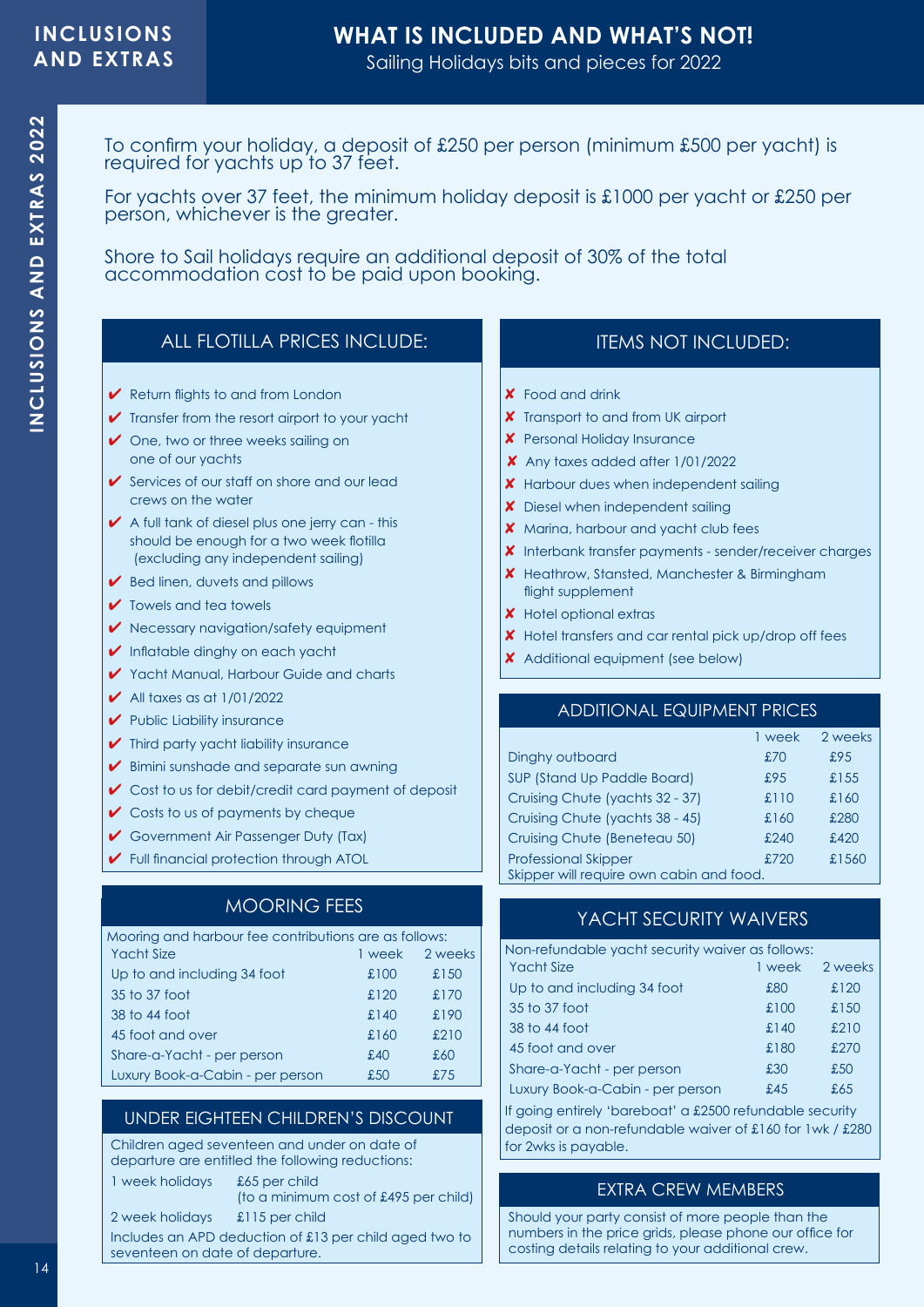# INCLUSIONS AND EXTRAS

## WHAT IS INCLUDED AND WHAT'S NOT!

Sailing Holidays bits and pieces for 2022

To confirm your holiday, a deposit of £250 per person (minimum £500 per yacht) is required for yachts up to 37 feet.

For yachts over 37 feet, the minimum holiday deposit is £1000 per yacht or £250 per person, whichever is the greater.

Shore to Sail holidays require an additional deposit of 30% of the total accommodation cost to be paid upon booking.

### ALL FLOTILLA PRICES INCLUDE:

- ✔ Return flights to and from London
- ✔ Transfer from the resort airport to your yacht
- ✔ One, two or three weeks sailing on one of our yachts
- ✔ Services of our staff on shore and our lead crews on the water
- ✔ A full tank of diesel plus one jerry can - this should be enough for a two week flotilla (excluding any independent sailing)
- ✔ Bed linen, duvets and pillows
- ✔ Towels and tea towels
- ✔ Necessary navigation/safety equipment
- ✔ Inflatable dinghy on each yacht
- ✔ Yacht Manual, Harbour Guide and charts
- ✔ All taxes as at 1/01/2022
- ✔ Public Liability insurance
- ✔ Third party yacht liability insurance
- ✔ Bimini sunshade and separate sun awning
- ✔ Cost to us for debit/credit card payment of deposit
- ✔ Costs to us of payments by cheque
- ✔ Government Air Passenger Duty (Tax)
- ✔ Full financial protection through ATOL

### MOORING FEES

Mooring and harbour fee contributions are as follows:

| Yacht Size | 1 week | 2 weeks |
|---|---|---|
| Up to and including 34 foot | £100 | £150 |
| 35 to 37 foot | £120 | £170 |
| 38 to 44 foot | £140 | £190 |
| 45 foot and over | £160 | £210 |
| Share-a-Yacht - per person | £40 | £60 |
| Luxury Book-a-Cabin - per person | £50 | £75 |

### UNDER EIGHTEEN CHILDREN'S DISCOUNT

Children aged seventeen and under on date of departure are entitled the following reductions:

| | |
|---|---|
| 1 week holidays | £65 per child (to a minimum cost of £495 per child) |
| 2 week holidays | £115 per child |

Includes an APD deduction of £13 per child aged two to seventeen on date of departure.

### ITEMS NOT INCLUDED:

- ✘ Food and drink
- ✘ Transport to and from UK airport
- ✘ Personal Holiday Insurance
- ✘ Any taxes added after 1/01/2022
- ✘ Harbour dues when independent sailing
- ✘ Diesel when independent sailing
- ✘ Marina, harbour and yacht club fees
- ✘ Interbank transfer payments - sender/receiver charges
- ✘ Heathrow, Stansted, Manchester & Birmingham flight supplement
- ✘ Hotel optional extras
- ✘ Hotel transfers and car rental pick up/drop off fees
- ✘ Additional equipment (see below)

### ADDITIONAL EQUIPMENT PRICES

| | 1 week | 2 weeks |
|---|---|---|
| Dinghy outboard | £70 | £95 |
| SUP (Stand Up Paddle Board) | £95 | £155 |
| Cruising Chute (yachts 32 - 37) | £110 | £160 |
| Cruising Chute (yachts 38 - 45) | £160 | £280 |
| Cruising Chute (Beneteau 50) | £240 | £420 |
| Professional Skipper | £720 | £1560 |

Skipper will require own cabin and food.

### YACHT SECURITY WAIVERS

Non-refundable yacht security waiver as follows:

| Yacht Size | 1 week | 2 weeks |
|---|---|---|
| Up to and including 34 foot | £80 | £120 |
| 35 to 37 foot | £100 | £150 |
| 38 to 44 foot | £140 | £210 |
| 45 foot and over | £180 | £270 |
| Share-a-Yacht - per person | £30 | £50 |
| Luxury Book-a-Cabin - per person | £45 | £65 |

If going entirely 'bareboat' a £2500 refundable security deposit or a non-refundable waiver of £160 for 1wk / £280 for 2wks is payable.

### EXTRA CREW MEMBERS

Should your party consist of more people than the numbers in the price grids, please phone our office for costing details relating to your additional crew.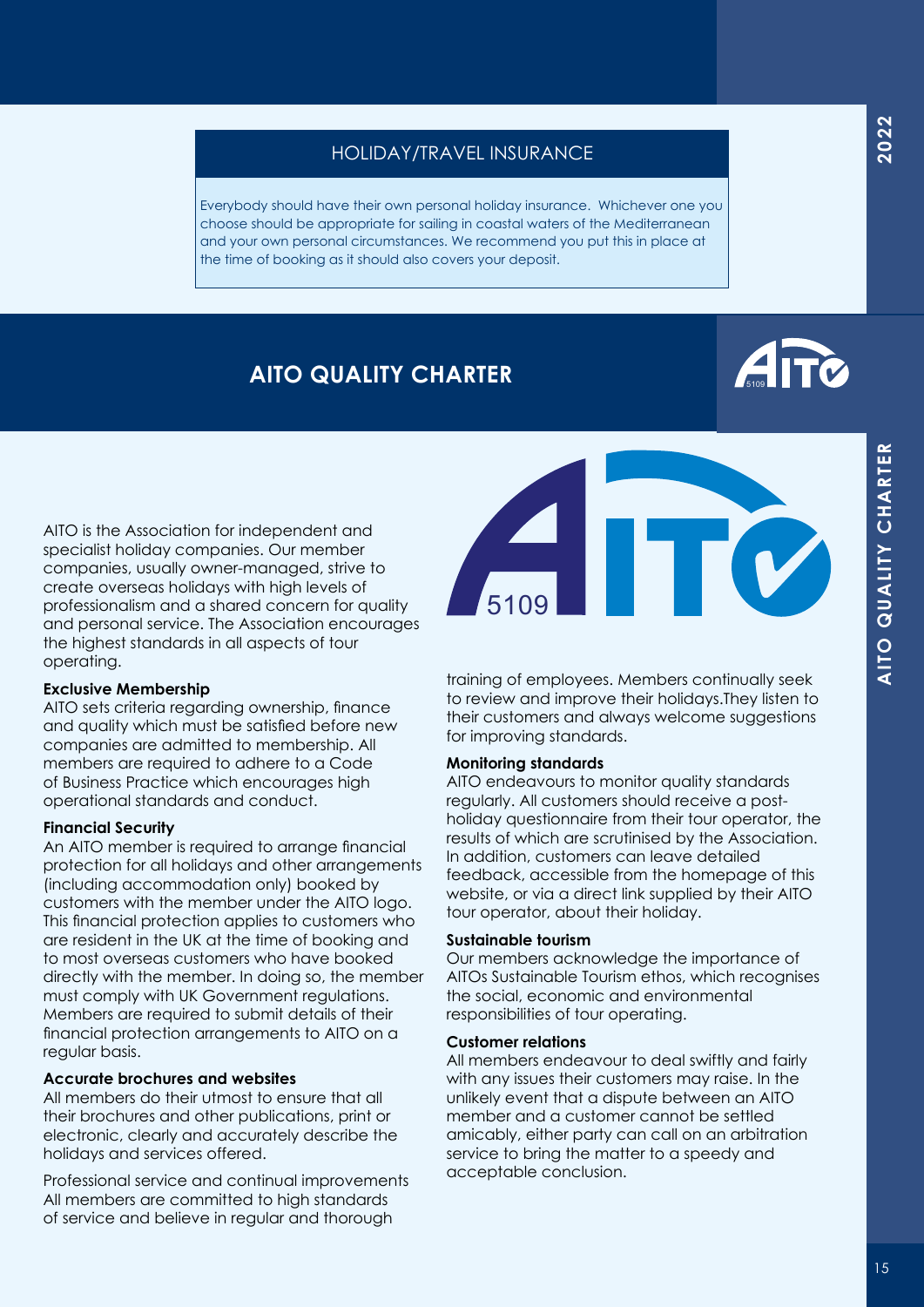## HOLIDAY/TRAVEL INSURANCE

Everybody should have their own personal holiday insurance. Whichever one you choose should be appropriate for sailing in coastal waters of the Mediterranean and your own personal circumstances. We recommend you put this in place at the time of booking as it should also covers your deposit.

# AITO QUALITY CHARTER

AITO is the Association for independent and specialist holiday companies. Our member companies, usually owner-managed, strive to create overseas holidays with high levels of professionalism and a shared concern for quality and personal service. The Association encourages the highest standards in all aspects of tour operating.

**Exclusive Membership**
AITO sets criteria regarding ownership, finance and quality which must be satisfied before new companies are admitted to membership. All members are required to adhere to a Code of Business Practice which encourages high operational standards and conduct.

**Financial Security**
An AITO member is required to arrange financial protection for all holidays and other arrangements (including accommodation only) booked by customers with the member under the AITO logo. This financial protection applies to customers who are resident in the UK at the time of booking and to most overseas customers who have booked directly with the member. In doing so, the member must comply with UK Government regulations. Members are required to submit details of their financial protection arrangements to AITO on a regular basis.

**Accurate brochures and websites**
All members do their utmost to ensure that all their brochures and other publications, print or electronic, clearly and accurately describe the holidays and services offered.

Professional service and continual improvements
All members are committed to high standards of service and believe in regular and thorough training of employees. Members continually seek to review and improve their holidays.They listen to their customers and always welcome suggestions for improving standards.

**Monitoring standards**
AITO endeavours to monitor quality standards regularly. All customers should receive a post-holiday questionnaire from their tour operator, the results of which are scrutinised by the Association. In addition, customers can leave detailed feedback, accessible from the homepage of this website, or via a direct link supplied by their AITO tour operator, about their holiday.

**Sustainable tourism**
Our members acknowledge the importance of AITOs Sustainable Tourism ethos, which recognises the social, economic and environmental responsibilities of tour operating.

**Customer relations**
All members endeavour to deal swiftly and fairly with any issues their customers may raise. In the unlikely event that a dispute between an AITO member and a customer cannot be settled amicably, either party can call on an arbitration service to bring the matter to a speedy and acceptable conclusion.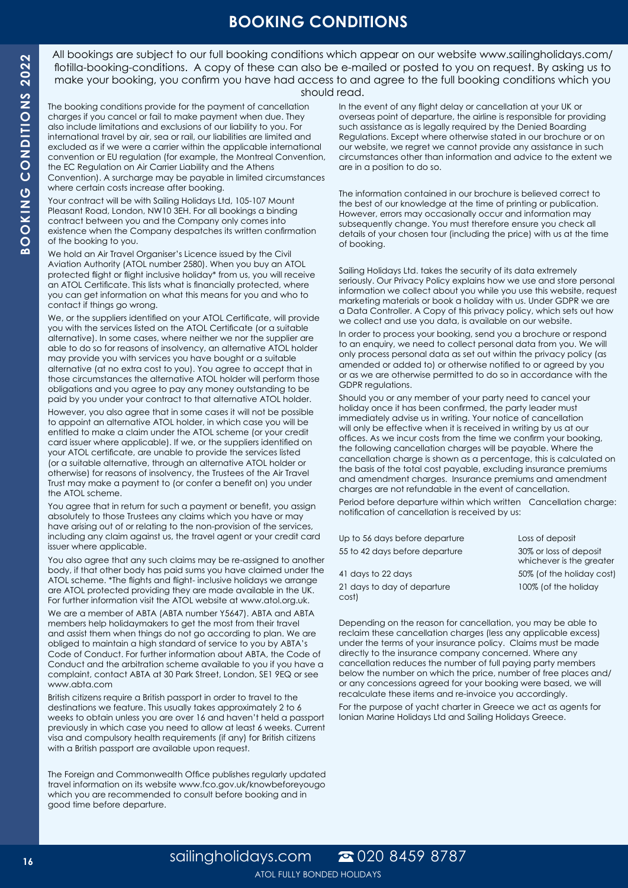# BOOKING CONDITIONS

All bookings are subject to our full booking conditions which appear on our website www.sailingholidays.com/flotilla-booking-conditions. A copy of these can also be e-mailed or posted to you on request. By asking us to make your booking, you confirm you have had access to and agree to the full booking conditions which you should read.

The booking conditions provide for the payment of cancellation charges if you cancel or fail to make payment when due. They also include limitations and exclusions of our liability to you. For international travel by air, sea or rail, our liabilities are limited and excluded as if we were a carrier within the applicable international convention or EU regulation (for example, the Montreal Convention, the EC Regulation on Air Carrier Liability and the Athens Convention). A surcharge may be payable in limited circumstances where certain costs increase after booking.

Your contract will be with Sailing Holidays Ltd, 105-107 Mount Pleasant Road, London, NW10 3EH. For all bookings a binding contract between you and the Company only comes into existence when the Company despatches its written confirmation of the booking to you.

We hold an Air Travel Organiser's Licence issued by the Civil Aviation Authority (ATOL number 2580). When you buy an ATOL protected flight or flight inclusive holiday* from us, you will receive an ATOL Certificate. This lists what is financially protected, where you can get information on what this means for you and who to contact if things go wrong.

We, or the suppliers identified on your ATOL Certificate, will provide you with the services listed on the ATOL Certificate (or a suitable alternative). In some cases, where neither we nor the supplier are able to do so for reasons of insolvency, an alternative ATOL holder may provide you with services you have bought or a suitable alternative (at no extra cost to you). You agree to accept that in those circumstances the alternative ATOL holder will perform those obligations and you agree to pay any money outstanding to be paid by you under your contract to that alternative ATOL holder.

However, you also agree that in some cases it will not be possible to appoint an alternative ATOL holder, in which case you will be entitled to make a claim under the ATOL scheme (or your credit card issuer where applicable). If we, or the suppliers identified on your ATOL certificate, are unable to provide the services listed (or a suitable alternative, through an alternative ATOL holder or otherwise) for reasons of insolvency, the Trustees of the Air Travel Trust may make a payment to (or confer a benefit on) you under the ATOL scheme.

You agree that in return for such a payment or benefit, you assign absolutely to those Trustees any claims which you have or may have arising out of or relating to the non-provision of the services, including any claim against us, the travel agent or your credit card issuer where applicable.

You also agree that any such claims may be re-assigned to another body, if that other body has paid sums you have claimed under the ATOL scheme. *The flights and flight- inclusive holidays we arrange are ATOL protected providing they are made available in the UK. For further information visit the ATOL website at www.atol.org.uk.

We are a member of ABTA (ABTA number Y5647). ABTA and ABTA members help holidaymakers to get the most from their travel and assist them when things do not go according to plan. We are obliged to maintain a high standard of service to you by ABTA's Code of Conduct. For further information about ABTA, the Code of Conduct and the arbitration scheme available to you if you have a complaint, contact ABTA at 30 Park Street, London, SE1 9EQ or see www.abta.com

British citizens require a British passport in order to travel to the destinations we feature. This usually takes approximately 2 to 6 weeks to obtain unless you are over 16 and haven't held a passport previously in which case you need to allow at least 6 weeks. Current visa and compulsory health requirements (if any) for British citizens with a British passport are available upon request.

The Foreign and Commonwealth Office publishes regularly updated travel information on its website www.fco.gov.uk/knowbeforeyougo which you are recommended to consult before booking and in good time before departure.

In the event of any flight delay or cancellation at your UK or overseas point of departure, the airline is responsible for providing such assistance as is legally required by the Denied Boarding Regulations. Except where otherwise stated in our brochure or on our website, we regret we cannot provide any assistance in such circumstances other than information and advice to the extent we are in a position to do so.

The information contained in our brochure is believed correct to the best of our knowledge at the time of printing or publication. However, errors may occasionally occur and information may subsequently change. You must therefore ensure you check all details of your chosen tour (including the price) with us at the time of booking.

Sailing Holidays Ltd. takes the security of its data extremely seriously. Our Privacy Policy explains how we use and store personal information we collect about you while you use this website, request marketing materials or book a holiday with us. Under GDPR we are a Data Controller. A Copy of this privacy policy, which sets out how we collect and use you data, is available on our website.

In order to process your booking, send you a brochure or respond to an enquiry, we need to collect personal data from you. We will only process personal data as set out within the privacy policy (as amended or added to) or otherwise notified to or agreed by you or as we are otherwise permitted to do so in accordance with the GDPR regulations.

Should you or any member of your party need to cancel your holiday once it has been confirmed, the party leader must immediately advise us in writing. Your notice of cancellation will only be effective when it is received in writing by us at our offices. As we incur costs from the time we confirm your booking, the following cancellation charges will be payable. Where the cancellation charge is shown as a percentage, this is calculated on the basis of the total cost payable, excluding insurance premiums and amendment charges. Insurance premiums and amendment charges are not refundable in the event of cancellation.

| Period before departure within which written notification of cancellation is received by us: | Cancellation charge: |
|---|---|
| Up to 56 days before departure | Loss of deposit |
| 55 to 42 days before departure | 30% or loss of deposit whichever is the greater |
| 41 days to 22 days | 50% (of the holiday cost) |
| 21 days to day of departure | 100% (of the holiday cost) |

Depending on the reason for cancellation, you may be able to reclaim these cancellation charges (less any applicable excess) under the terms of your insurance policy. Claims must be made directly to the insurance company concerned. Where any cancellation reduces the number of full paying party members below the number on which the price, number of free places and/or any concessions agreed for your booking were based, we will recalculate these items and re-invoice you accordingly.

For the purpose of yacht charter in Greece we act as agents for Ionian Marine Holidays Ltd and Sailing Holidays Greece.